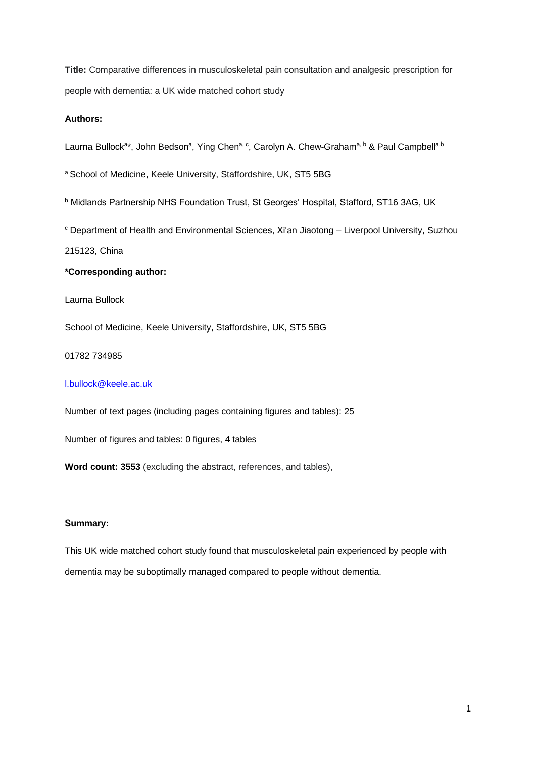**Title:** Comparative differences in musculoskeletal pain consultation and analgesic prescription for people with dementia: a UK wide matched cohort study

**Authors:**

Laurna Bullock[a]*, John Bedson[a], Ying Chen[a, c], Carolyn A. Chew-Graham[a, b] & Paul Campbell[a,b]

[a] School of Medicine, Keele University, Staffordshire, UK, ST5 5BG

[b] Midlands Partnership NHS Foundation Trust, St Georges' Hospital, Stafford, ST16 3AG, UK

[c] Department of Health and Environmental Sciences, Xi'an Jiaotong – Liverpool University, Suzhou 215123, China

**\*Corresponding author:**

Laurna Bullock

School of Medicine, Keele University, Staffordshire, UK, ST5 5BG

01782 734985

l.bullock@keele.ac.uk

Number of text pages (including pages containing figures and tables): 25

Number of figures and tables: 0 figures, 4 tables

**Word count: 3553** (excluding the abstract, references, and tables),

**Summary:**

This UK wide matched cohort study found that musculoskeletal pain experienced by people with dementia may be suboptimally managed compared to people without dementia.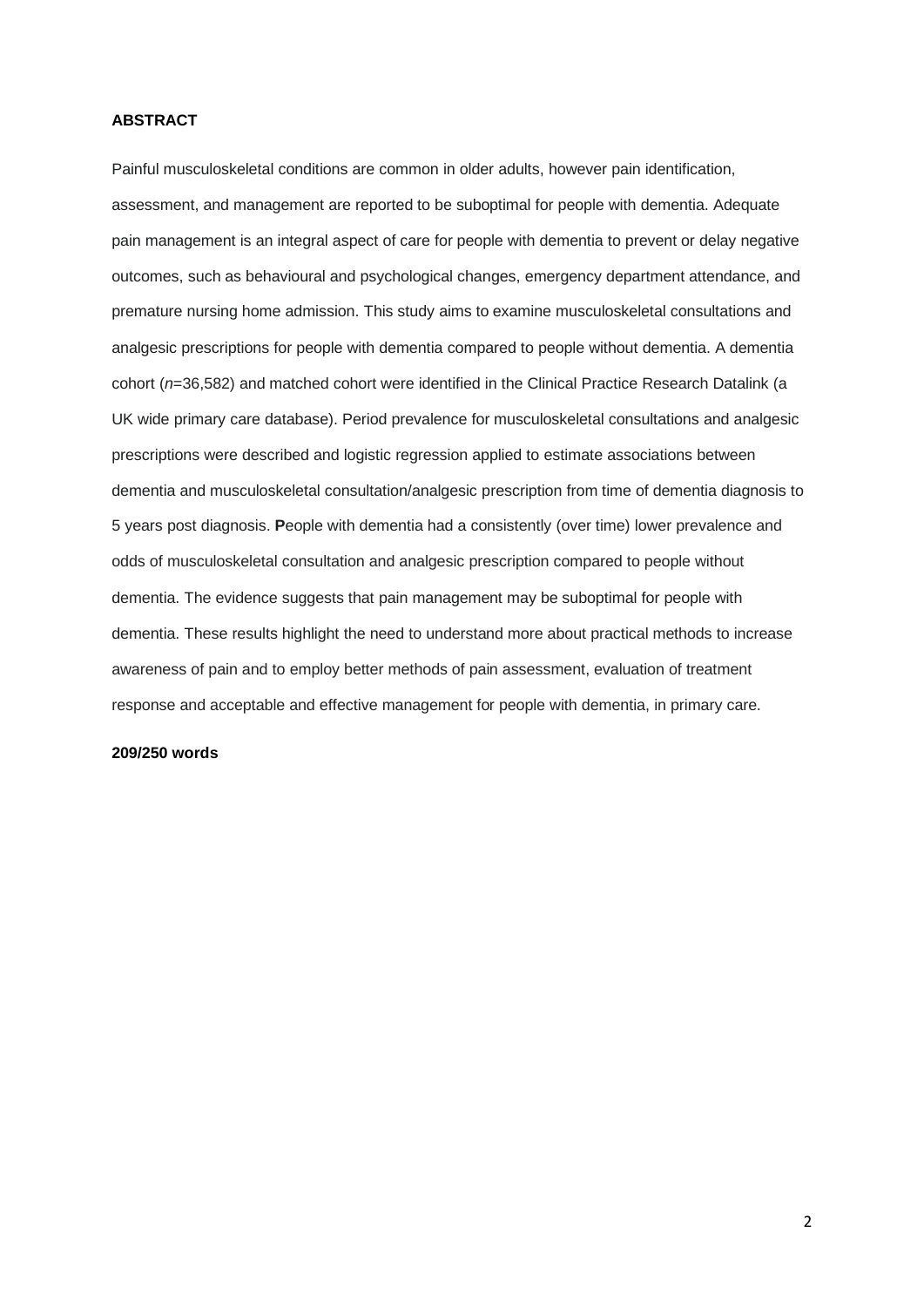**ABSTRACT**

Painful musculoskeletal conditions are common in older adults, however pain identification, assessment, and management are reported to be suboptimal for people with dementia. Adequate pain management is an integral aspect of care for people with dementia to prevent or delay negative outcomes, such as behavioural and psychological changes, emergency department attendance, and premature nursing home admission. This study aims to examine musculoskeletal consultations and analgesic prescriptions for people with dementia compared to people without dementia. A dementia cohort (*n*=36,582) and matched cohort were identified in the Clinical Practice Research Datalink (a UK wide primary care database). Period prevalence for musculoskeletal consultations and analgesic prescriptions were described and logistic regression applied to estimate associations between dementia and musculoskeletal consultation/analgesic prescription from time of dementia diagnosis to 5 years post diagnosis. **P**eople with dementia had a consistently (over time) lower prevalence and odds of musculoskeletal consultation and analgesic prescription compared to people without dementia. The evidence suggests that pain management may be suboptimal for people with dementia. These results highlight the need to understand more about practical methods to increase awareness of pain and to employ better methods of pain assessment, evaluation of treatment response and acceptable and effective management for people with dementia, in primary care.

**209/250 words**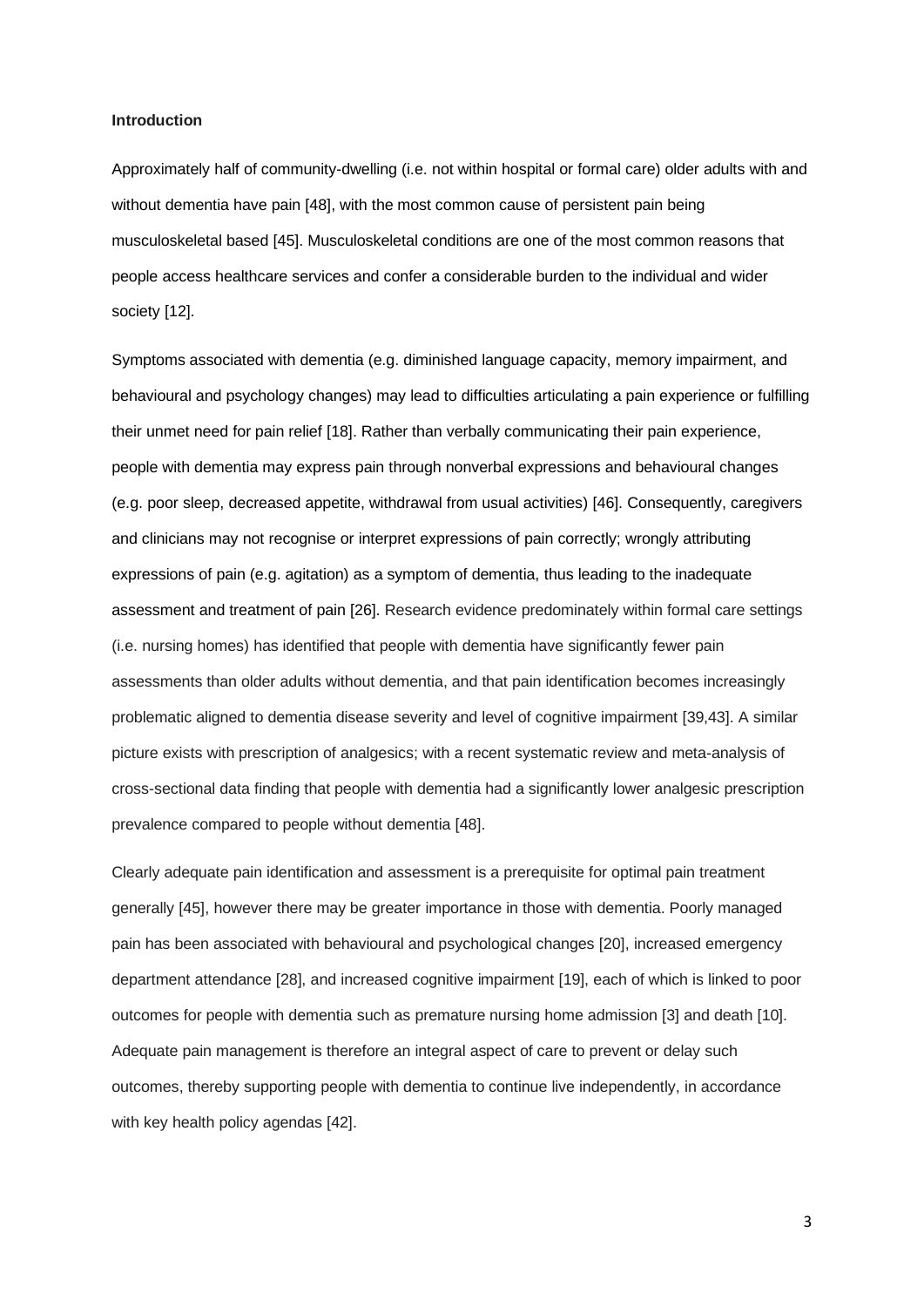**Introduction**

Approximately half of community-dwelling (i.e. not within hospital or formal care) older adults with and without dementia have pain [48], with the most common cause of persistent pain being musculoskeletal based [45]. Musculoskeletal conditions are one of the most common reasons that people access healthcare services and confer a considerable burden to the individual and wider society [12].

Symptoms associated with dementia (e.g. diminished language capacity, memory impairment, and behavioural and psychology changes) may lead to difficulties articulating a pain experience or fulfilling their unmet need for pain relief [18]. Rather than verbally communicating their pain experience, people with dementia may express pain through nonverbal expressions and behavioural changes (e.g. poor sleep, decreased appetite, withdrawal from usual activities) [46]. Consequently, caregivers and clinicians may not recognise or interpret expressions of pain correctly; wrongly attributing expressions of pain (e.g. agitation) as a symptom of dementia, thus leading to the inadequate assessment and treatment of pain [26]. Research evidence predominately within formal care settings (i.e. nursing homes) has identified that people with dementia have significantly fewer pain assessments than older adults without dementia, and that pain identification becomes increasingly problematic aligned to dementia disease severity and level of cognitive impairment [39,43]. A similar picture exists with prescription of analgesics; with a recent systematic review and meta-analysis of cross-sectional data finding that people with dementia had a significantly lower analgesic prescription prevalence compared to people without dementia [48].

Clearly adequate pain identification and assessment is a prerequisite for optimal pain treatment generally [45], however there may be greater importance in those with dementia. Poorly managed pain has been associated with behavioural and psychological changes [20], increased emergency department attendance [28], and increased cognitive impairment [19], each of which is linked to poor outcomes for people with dementia such as premature nursing home admission [3] and death [10]. Adequate pain management is therefore an integral aspect of care to prevent or delay such outcomes, thereby supporting people with dementia to continue live independently, in accordance with key health policy agendas [42].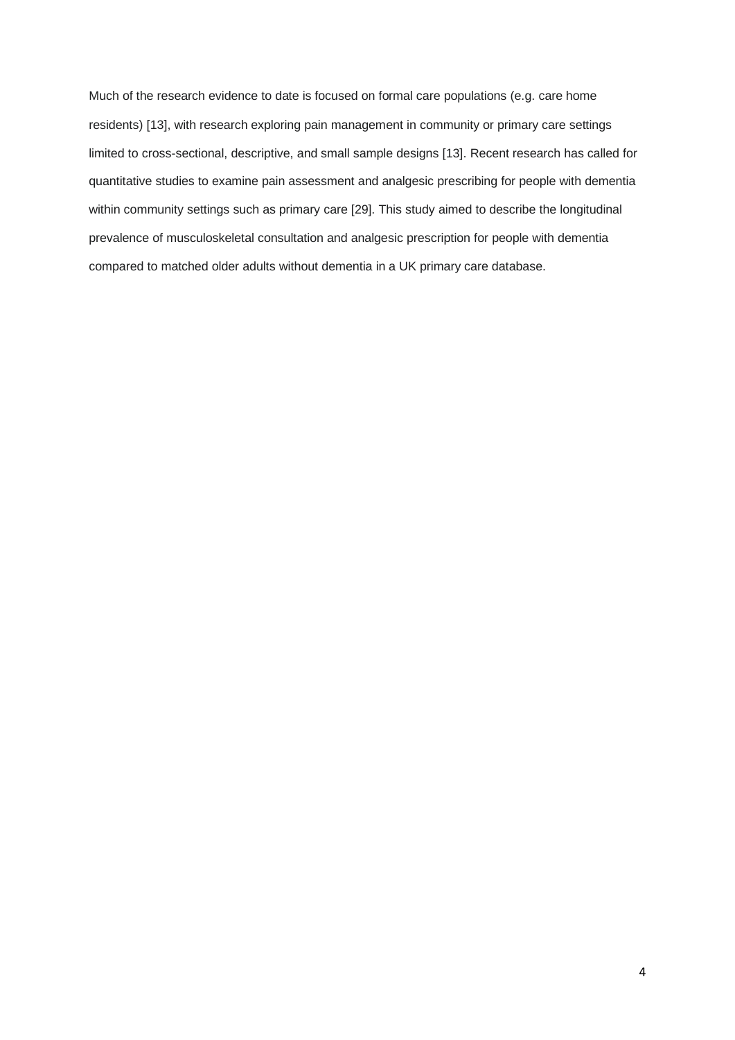Much of the research evidence to date is focused on formal care populations (e.g. care home residents) [13], with research exploring pain management in community or primary care settings limited to cross-sectional, descriptive, and small sample designs [13]. Recent research has called for quantitative studies to examine pain assessment and analgesic prescribing for people with dementia within community settings such as primary care [29]. This study aimed to describe the longitudinal prevalence of musculoskeletal consultation and analgesic prescription for people with dementia compared to matched older adults without dementia in a UK primary care database.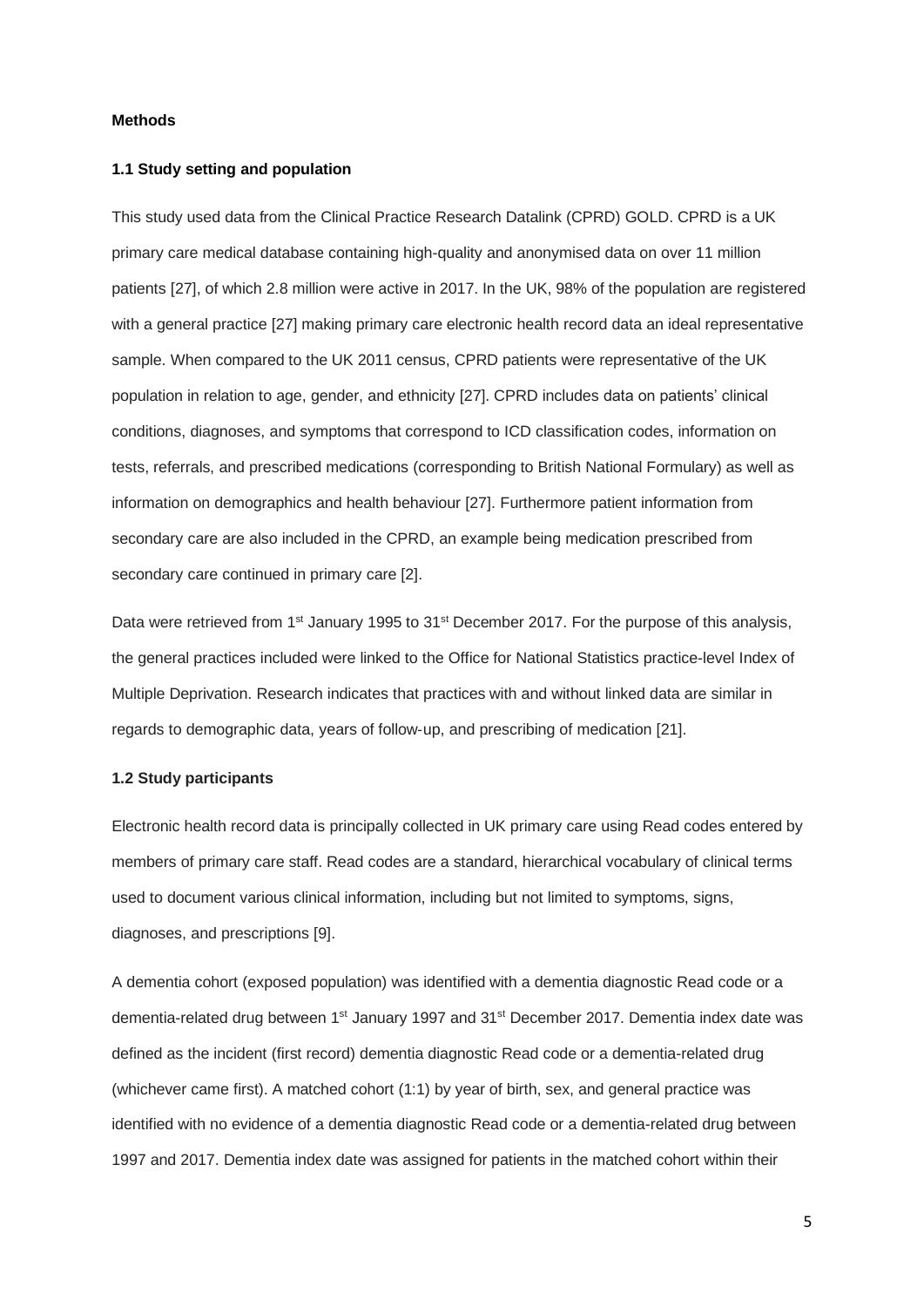**Methods**

**1.1 Study setting and population**

This study used data from the Clinical Practice Research Datalink (CPRD) GOLD. CPRD is a UK primary care medical database containing high-quality and anonymised data on over 11 million patients [27], of which 2.8 million were active in 2017. In the UK, 98% of the population are registered with a general practice [27] making primary care electronic health record data an ideal representative sample. When compared to the UK 2011 census, CPRD patients were representative of the UK population in relation to age, gender, and ethnicity [27]. CPRD includes data on patients' clinical conditions, diagnoses, and symptoms that correspond to ICD classification codes, information on tests, referrals, and prescribed medications (corresponding to British National Formulary) as well as information on demographics and health behaviour [27]. Furthermore patient information from secondary care are also included in the CPRD, an example being medication prescribed from secondary care continued in primary care [2].

Data were retrieved from 1st January 1995 to 31st December 2017. For the purpose of this analysis, the general practices included were linked to the Office for National Statistics practice-level Index of Multiple Deprivation. Research indicates that practices with and without linked data are similar in regards to demographic data, years of follow-up, and prescribing of medication [21].

**1.2 Study participants**

Electronic health record data is principally collected in UK primary care using Read codes entered by members of primary care staff. Read codes are a standard, hierarchical vocabulary of clinical terms used to document various clinical information, including but not limited to symptoms, signs, diagnoses, and prescriptions [9].

A dementia cohort (exposed population) was identified with a dementia diagnostic Read code or a dementia-related drug between 1st January 1997 and 31st December 2017. Dementia index date was defined as the incident (first record) dementia diagnostic Read code or a dementia-related drug (whichever came first). A matched cohort (1:1) by year of birth, sex, and general practice was identified with no evidence of a dementia diagnostic Read code or a dementia-related drug between 1997 and 2017. Dementia index date was assigned for patients in the matched cohort within their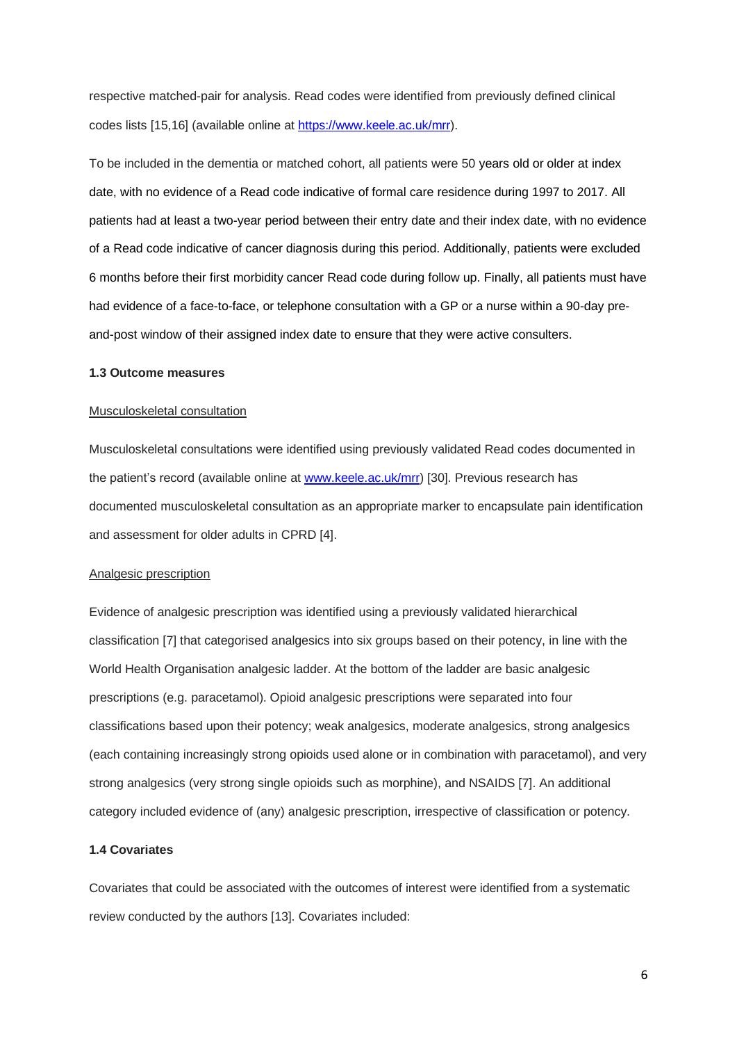respective matched-pair for analysis. Read codes were identified from previously defined clinical codes lists [15,16] (available online at https://www.keele.ac.uk/mrr).

To be included in the dementia or matched cohort, all patients were 50 years old or older at index date, with no evidence of a Read code indicative of formal care residence during 1997 to 2017. All patients had at least a two-year period between their entry date and their index date, with no evidence of a Read code indicative of cancer diagnosis during this period. Additionally, patients were excluded 6 months before their first morbidity cancer Read code during follow up. Finally, all patients must have had evidence of a face-to-face, or telephone consultation with a GP or a nurse within a 90-day pre-and-post window of their assigned index date to ensure that they were active consulters.

### 1.3 Outcome measures

Musculoskeletal consultation

Musculoskeletal consultations were identified using previously validated Read codes documented in the patient's record (available online at www.keele.ac.uk/mrr) [30]. Previous research has documented musculoskeletal consultation as an appropriate marker to encapsulate pain identification and assessment for older adults in CPRD [4].

Analgesic prescription

Evidence of analgesic prescription was identified using a previously validated hierarchical classification [7] that categorised analgesics into six groups based on their potency, in line with the World Health Organisation analgesic ladder. At the bottom of the ladder are basic analgesic prescriptions (e.g. paracetamol). Opioid analgesic prescriptions were separated into four classifications based upon their potency; weak analgesics, moderate analgesics, strong analgesics (each containing increasingly strong opioids used alone or in combination with paracetamol), and very strong analgesics (very strong single opioids such as morphine), and NSAIDS [7]. An additional category included evidence of (any) analgesic prescription, irrespective of classification or potency.

### 1.4 Covariates

Covariates that could be associated with the outcomes of interest were identified from a systematic review conducted by the authors [13]. Covariates included: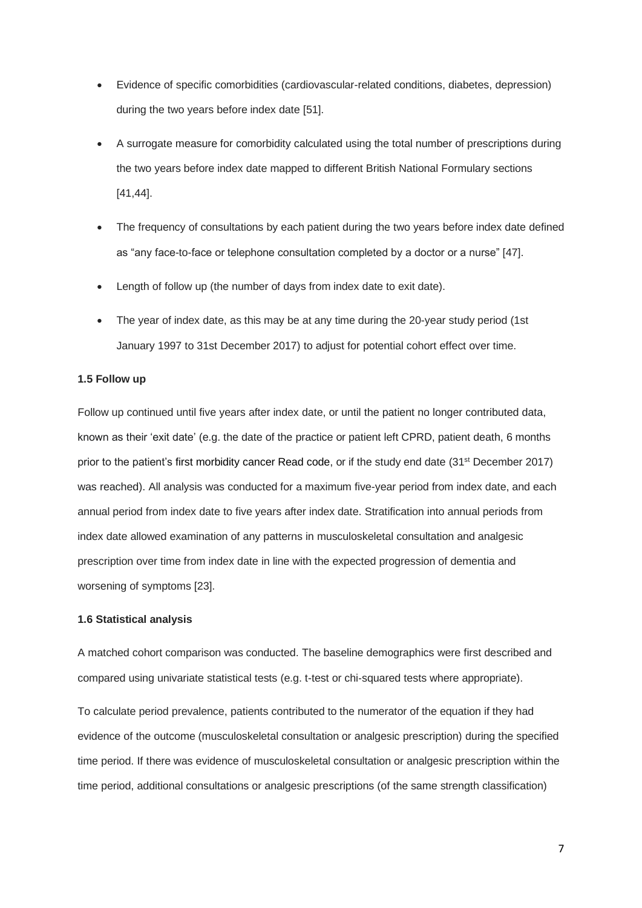- Evidence of specific comorbidities (cardiovascular-related conditions, diabetes, depression) during the two years before index date [51].
- A surrogate measure for comorbidity calculated using the total number of prescriptions during the two years before index date mapped to different British National Formulary sections [41,44].
- The frequency of consultations by each patient during the two years before index date defined as "any face-to-face or telephone consultation completed by a doctor or a nurse" [47].
- Length of follow up (the number of days from index date to exit date).
- The year of index date, as this may be at any time during the 20-year study period (1st January 1997 to 31st December 2017) to adjust for potential cohort effect over time.

**1.5 Follow up**

Follow up continued until five years after index date, or until the patient no longer contributed data, known as their 'exit date' (e.g. the date of the practice or patient left CPRD, patient death, 6 months prior to the patient's first morbidity cancer Read code, or if the study end date (31st December 2017) was reached). All analysis was conducted for a maximum five-year period from index date, and each annual period from index date to five years after index date. Stratification into annual periods from index date allowed examination of any patterns in musculoskeletal consultation and analgesic prescription over time from index date in line with the expected progression of dementia and worsening of symptoms [23].

**1.6 Statistical analysis**

A matched cohort comparison was conducted. The baseline demographics were first described and compared using univariate statistical tests (e.g. t-test or chi-squared tests where appropriate).

To calculate period prevalence, patients contributed to the numerator of the equation if they had evidence of the outcome (musculoskeletal consultation or analgesic prescription) during the specified time period. If there was evidence of musculoskeletal consultation or analgesic prescription within the time period, additional consultations or analgesic prescriptions (of the same strength classification)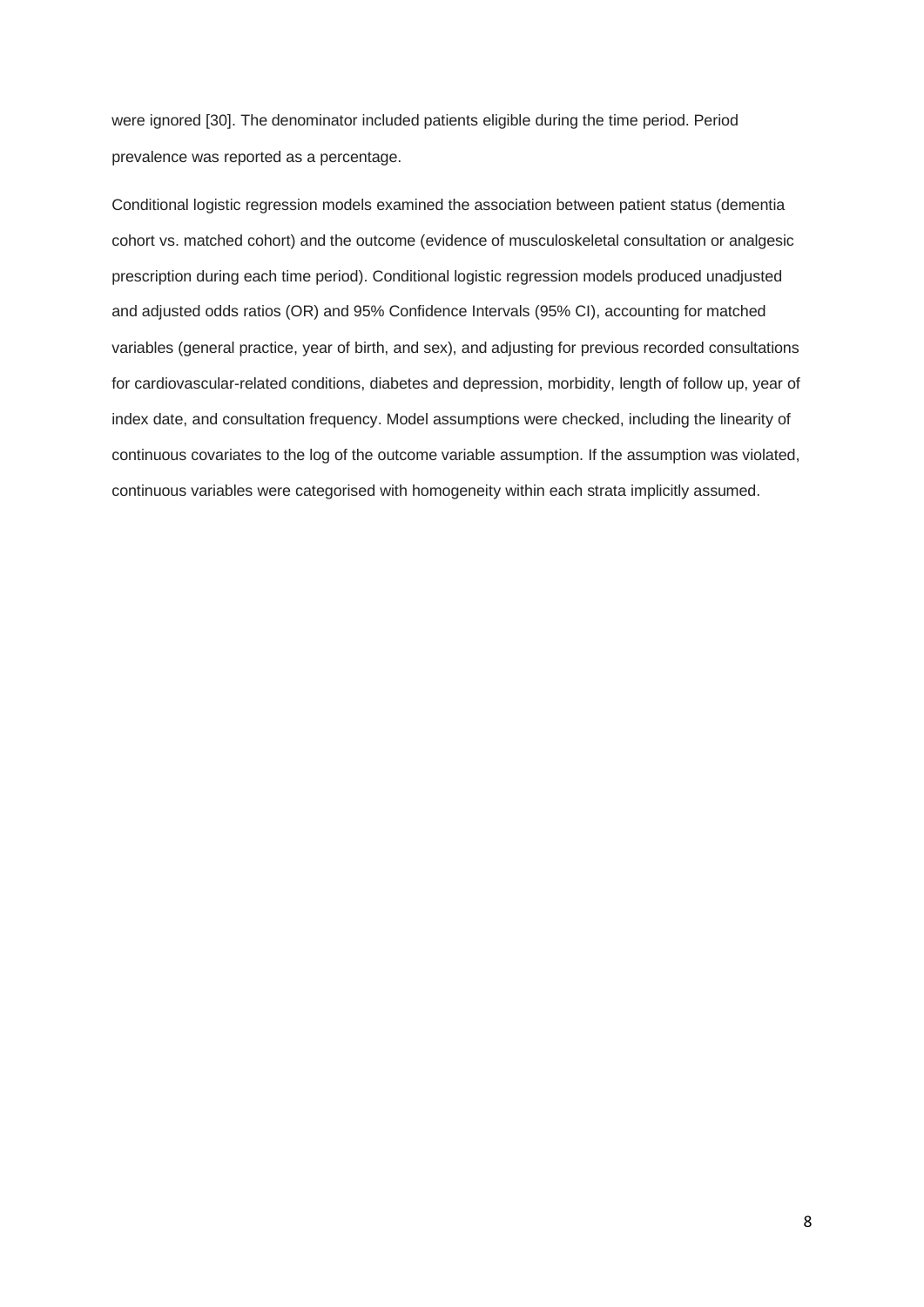were ignored [30]. The denominator included patients eligible during the time period. Period prevalence was reported as a percentage.

Conditional logistic regression models examined the association between patient status (dementia cohort vs. matched cohort) and the outcome (evidence of musculoskeletal consultation or analgesic prescription during each time period). Conditional logistic regression models produced unadjusted and adjusted odds ratios (OR) and 95% Confidence Intervals (95% CI), accounting for matched variables (general practice, year of birth, and sex), and adjusting for previous recorded consultations for cardiovascular-related conditions, diabetes and depression, morbidity, length of follow up, year of index date, and consultation frequency. Model assumptions were checked, including the linearity of continuous covariates to the log of the outcome variable assumption. If the assumption was violated, continuous variables were categorised with homogeneity within each strata implicitly assumed.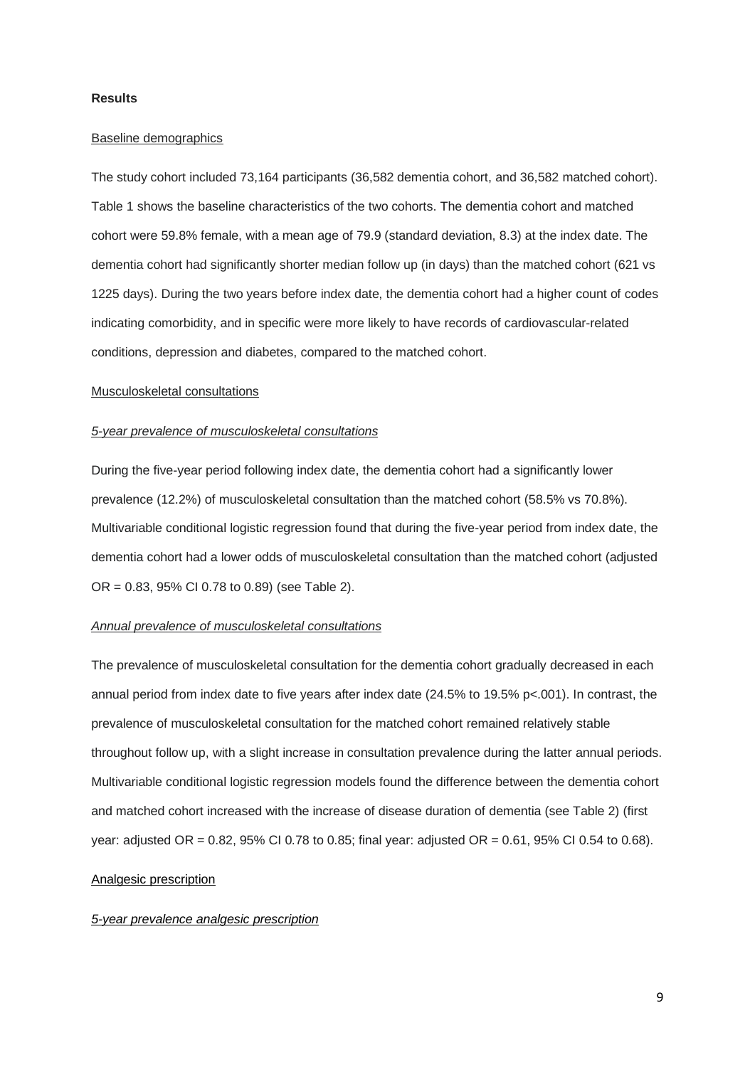**Results**

Baseline demographics

The study cohort included 73,164 participants (36,582 dementia cohort, and 36,582 matched cohort). Table 1 shows the baseline characteristics of the two cohorts. The dementia cohort and matched cohort were 59.8% female, with a mean age of 79.9 (standard deviation, 8.3) at the index date. The dementia cohort had significantly shorter median follow up (in days) than the matched cohort (621 vs 1225 days). During the two years before index date, the dementia cohort had a higher count of codes indicating comorbidity, and in specific were more likely to have records of cardiovascular-related conditions, depression and diabetes, compared to the matched cohort.

Musculoskeletal consultations

*5-year prevalence of musculoskeletal consultations*

During the five-year period following index date, the dementia cohort had a significantly lower prevalence (12.2%) of musculoskeletal consultation than the matched cohort (58.5% vs 70.8%). Multivariable conditional logistic regression found that during the five-year period from index date, the dementia cohort had a lower odds of musculoskeletal consultation than the matched cohort (adjusted OR = 0.83, 95% CI 0.78 to 0.89) (see Table 2).

*Annual prevalence of musculoskeletal consultations*

The prevalence of musculoskeletal consultation for the dementia cohort gradually decreased in each annual period from index date to five years after index date (24.5% to 19.5% $p<.001$). In contrast, the prevalence of musculoskeletal consultation for the matched cohort remained relatively stable throughout follow up, with a slight increase in consultation prevalence during the latter annual periods. Multivariable conditional logistic regression models found the difference between the dementia cohort and matched cohort increased with the increase of disease duration of dementia (see Table 2) (first year: adjusted OR = 0.82, 95% CI 0.78 to 0.85; final year: adjusted OR = 0.61, 95% CI 0.54 to 0.68).

Analgesic prescription

*5-year prevalence analgesic prescription*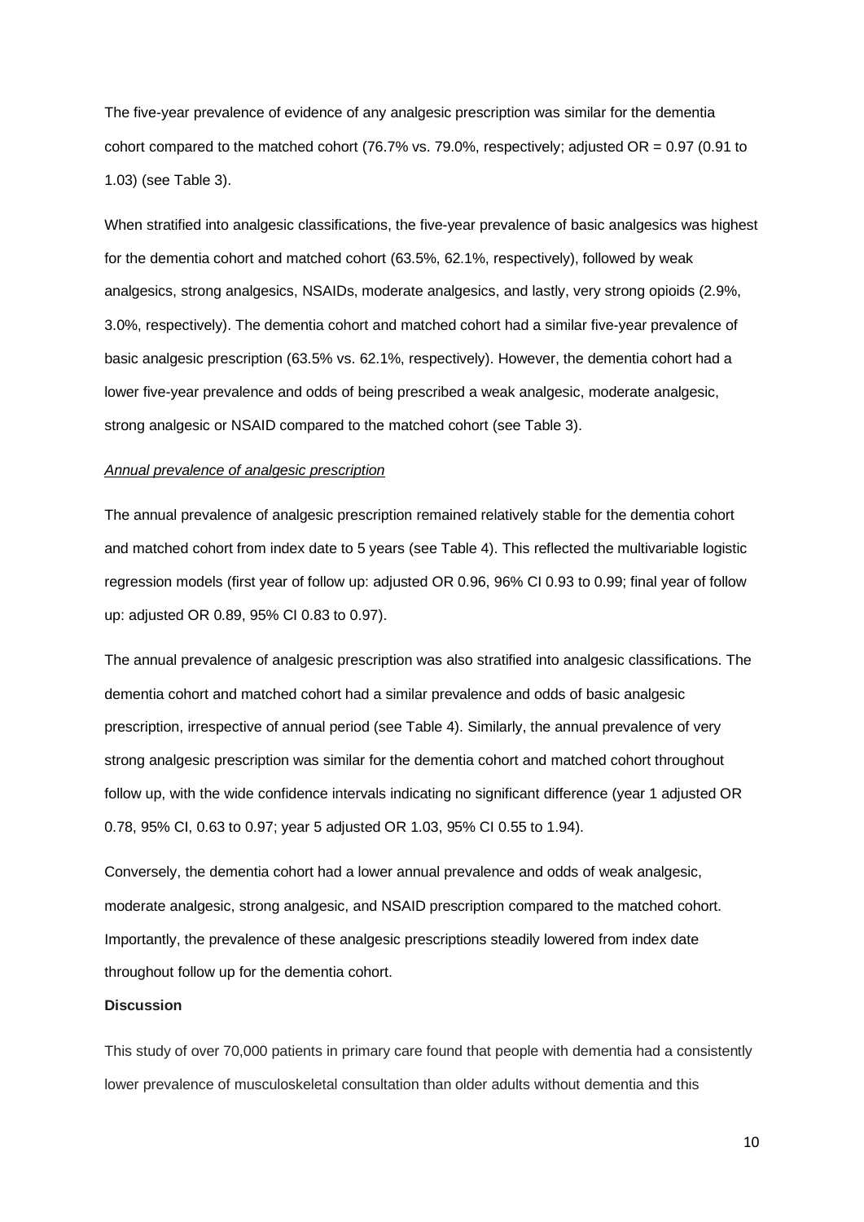The five-year prevalence of evidence of any analgesic prescription was similar for the dementia cohort compared to the matched cohort (76.7% vs. 79.0%, respectively; adjusted OR = 0.97 (0.91 to 1.03) (see Table 3).

When stratified into analgesic classifications, the five-year prevalence of basic analgesics was highest for the dementia cohort and matched cohort (63.5%, 62.1%, respectively), followed by weak analgesics, strong analgesics, NSAIDs, moderate analgesics, and lastly, very strong opioids (2.9%, 3.0%, respectively). The dementia cohort and matched cohort had a similar five-year prevalence of basic analgesic prescription (63.5% vs. 62.1%, respectively). However, the dementia cohort had a lower five-year prevalence and odds of being prescribed a weak analgesic, moderate analgesic, strong analgesic or NSAID compared to the matched cohort (see Table 3).

*Annual prevalence of analgesic prescription*

The annual prevalence of analgesic prescription remained relatively stable for the dementia cohort and matched cohort from index date to 5 years (see Table 4). This reflected the multivariable logistic regression models (first year of follow up: adjusted OR 0.96, 96% CI 0.93 to 0.99; final year of follow up: adjusted OR 0.89, 95% CI 0.83 to 0.97).

The annual prevalence of analgesic prescription was also stratified into analgesic classifications. The dementia cohort and matched cohort had a similar prevalence and odds of basic analgesic prescription, irrespective of annual period (see Table 4). Similarly, the annual prevalence of very strong analgesic prescription was similar for the dementia cohort and matched cohort throughout follow up, with the wide confidence intervals indicating no significant difference (year 1 adjusted OR 0.78, 95% CI, 0.63 to 0.97; year 5 adjusted OR 1.03, 95% CI 0.55 to 1.94).

Conversely, the dementia cohort had a lower annual prevalence and odds of weak analgesic, moderate analgesic, strong analgesic, and NSAID prescription compared to the matched cohort. Importantly, the prevalence of these analgesic prescriptions steadily lowered from index date throughout follow up for the dementia cohort.

**Discussion**

This study of over 70,000 patients in primary care found that people with dementia had a consistently lower prevalence of musculoskeletal consultation than older adults without dementia and this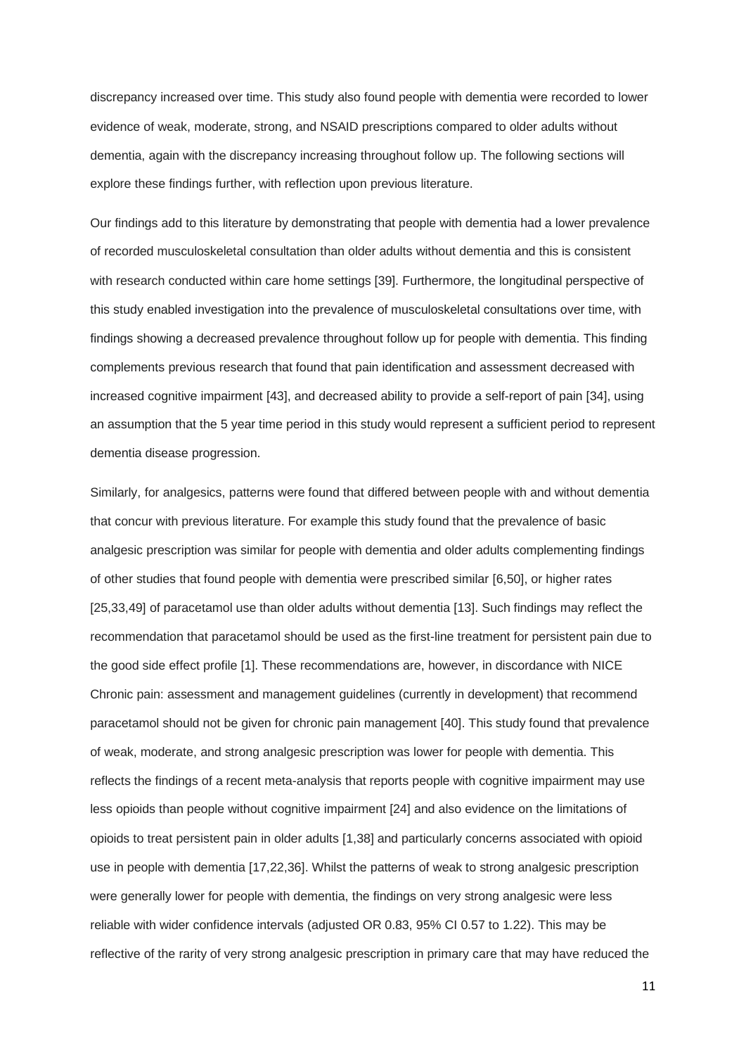discrepancy increased over time. This study also found people with dementia were recorded to lower evidence of weak, moderate, strong, and NSAID prescriptions compared to older adults without dementia, again with the discrepancy increasing throughout follow up. The following sections will explore these findings further, with reflection upon previous literature.

Our findings add to this literature by demonstrating that people with dementia had a lower prevalence of recorded musculoskeletal consultation than older adults without dementia and this is consistent with research conducted within care home settings [39]. Furthermore, the longitudinal perspective of this study enabled investigation into the prevalence of musculoskeletal consultations over time, with findings showing a decreased prevalence throughout follow up for people with dementia. This finding complements previous research that found that pain identification and assessment decreased with increased cognitive impairment [43], and decreased ability to provide a self-report of pain [34], using an assumption that the 5 year time period in this study would represent a sufficient period to represent dementia disease progression.

Similarly, for analgesics, patterns were found that differed between people with and without dementia that concur with previous literature. For example this study found that the prevalence of basic analgesic prescription was similar for people with dementia and older adults complementing findings of other studies that found people with dementia were prescribed similar [6,50], or higher rates [25,33,49] of paracetamol use than older adults without dementia [13]. Such findings may reflect the recommendation that paracetamol should be used as the first-line treatment for persistent pain due to the good side effect profile [1]. These recommendations are, however, in discordance with NICE Chronic pain: assessment and management guidelines (currently in development) that recommend paracetamol should not be given for chronic pain management [40]. This study found that prevalence of weak, moderate, and strong analgesic prescription was lower for people with dementia. This reflects the findings of a recent meta-analysis that reports people with cognitive impairment may use less opioids than people without cognitive impairment [24] and also evidence on the limitations of opioids to treat persistent pain in older adults [1,38] and particularly concerns associated with opioid use in people with dementia [17,22,36]. Whilst the patterns of weak to strong analgesic prescription were generally lower for people with dementia, the findings on very strong analgesic were less reliable with wider confidence intervals (adjusted OR 0.83, 95% CI 0.57 to 1.22). This may be reflective of the rarity of very strong analgesic prescription in primary care that may have reduced the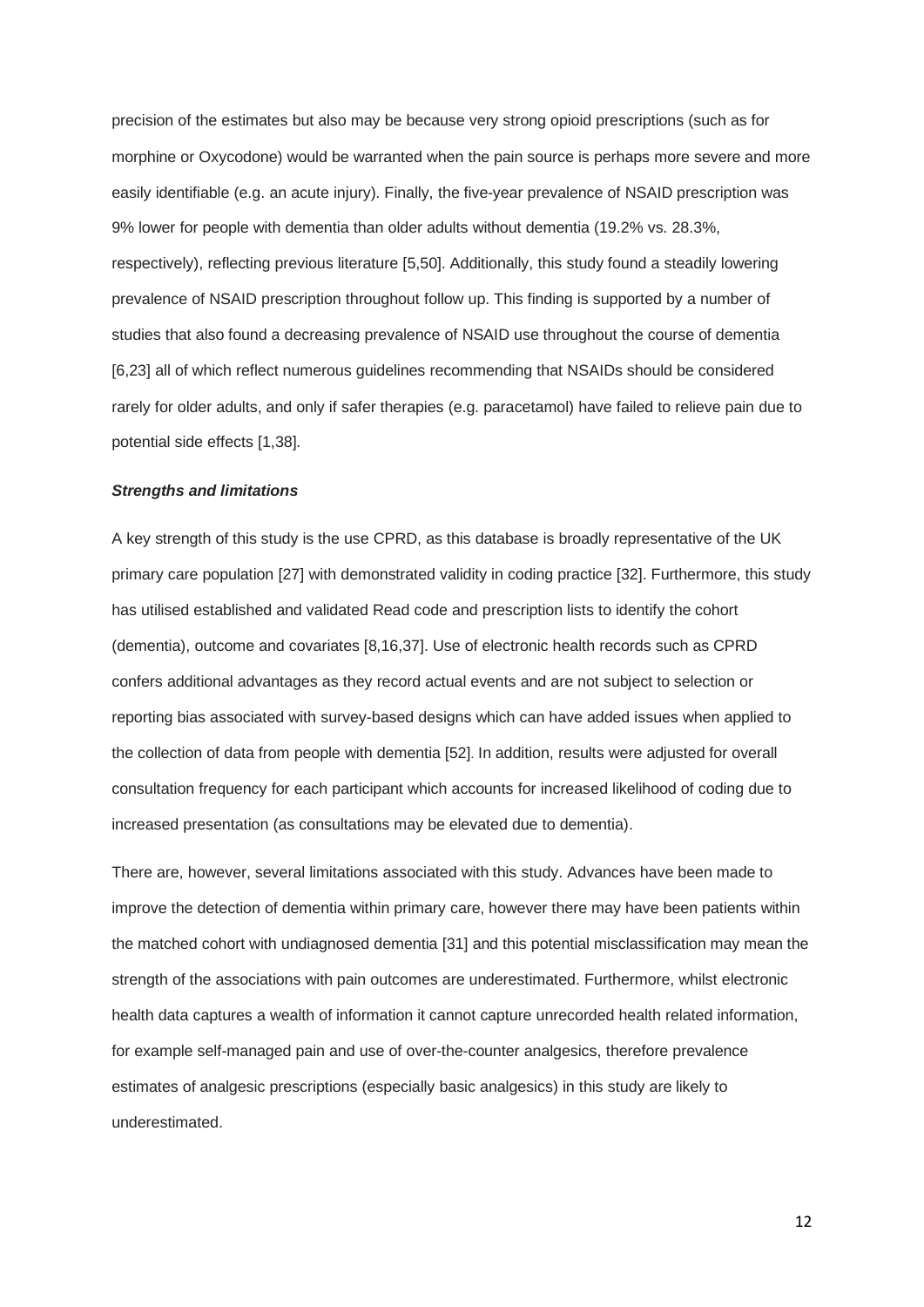precision of the estimates but also may be because very strong opioid prescriptions (such as for morphine or Oxycodone) would be warranted when the pain source is perhaps more severe and more easily identifiable (e.g. an acute injury). Finally, the five-year prevalence of NSAID prescription was 9% lower for people with dementia than older adults without dementia (19.2% vs. 28.3%, respectively), reflecting previous literature [5,50]. Additionally, this study found a steadily lowering prevalence of NSAID prescription throughout follow up. This finding is supported by a number of studies that also found a decreasing prevalence of NSAID use throughout the course of dementia [6,23] all of which reflect numerous guidelines recommending that NSAIDs should be considered rarely for older adults, and only if safer therapies (e.g. paracetamol) have failed to relieve pain due to potential side effects [1,38].

***Strengths and limitations***

A key strength of this study is the use CPRD, as this database is broadly representative of the UK primary care population [27] with demonstrated validity in coding practice [32]. Furthermore, this study has utilised established and validated Read code and prescription lists to identify the cohort (dementia), outcome and covariates [8,16,37]. Use of electronic health records such as CPRD confers additional advantages as they record actual events and are not subject to selection or reporting bias associated with survey-based designs which can have added issues when applied to the collection of data from people with dementia [52]. In addition, results were adjusted for overall consultation frequency for each participant which accounts for increased likelihood of coding due to increased presentation (as consultations may be elevated due to dementia).

There are, however, several limitations associated with this study. Advances have been made to improve the detection of dementia within primary care, however there may have been patients within the matched cohort with undiagnosed dementia [31] and this potential misclassification may mean the strength of the associations with pain outcomes are underestimated. Furthermore, whilst electronic health data captures a wealth of information it cannot capture unrecorded health related information, for example self-managed pain and use of over-the-counter analgesics, therefore prevalence estimates of analgesic prescriptions (especially basic analgesics) in this study are likely to underestimated.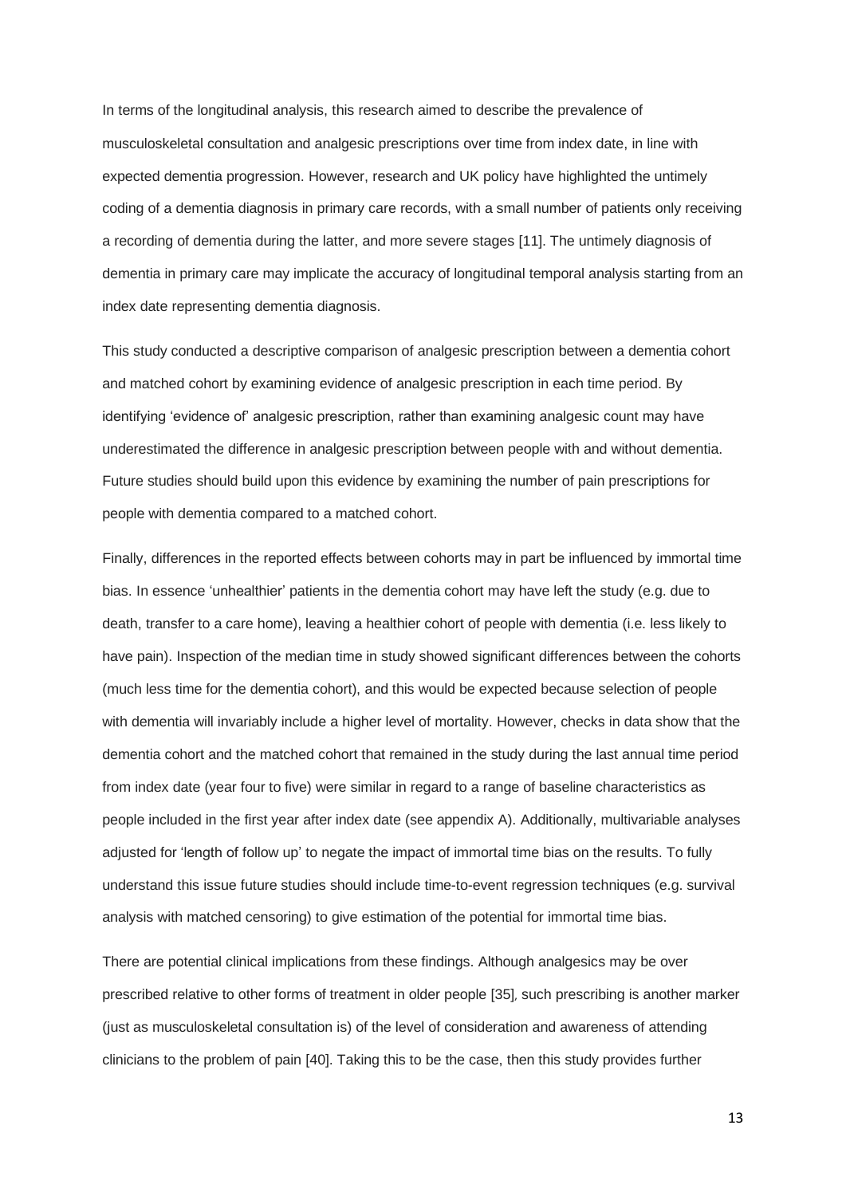In terms of the longitudinal analysis, this research aimed to describe the prevalence of musculoskeletal consultation and analgesic prescriptions over time from index date, in line with expected dementia progression. However, research and UK policy have highlighted the untimely coding of a dementia diagnosis in primary care records, with a small number of patients only receiving a recording of dementia during the latter, and more severe stages [11]. The untimely diagnosis of dementia in primary care may implicate the accuracy of longitudinal temporal analysis starting from an index date representing dementia diagnosis.

This study conducted a descriptive comparison of analgesic prescription between a dementia cohort and matched cohort by examining evidence of analgesic prescription in each time period. By identifying 'evidence of' analgesic prescription, rather than examining analgesic count may have underestimated the difference in analgesic prescription between people with and without dementia. Future studies should build upon this evidence by examining the number of pain prescriptions for people with dementia compared to a matched cohort.

Finally, differences in the reported effects between cohorts may in part be influenced by immortal time bias. In essence 'unhealthier' patients in the dementia cohort may have left the study (e.g. due to death, transfer to a care home), leaving a healthier cohort of people with dementia (i.e. less likely to have pain). Inspection of the median time in study showed significant differences between the cohorts (much less time for the dementia cohort), and this would be expected because selection of people with dementia will invariably include a higher level of mortality. However, checks in data show that the dementia cohort and the matched cohort that remained in the study during the last annual time period from index date (year four to five) were similar in regard to a range of baseline characteristics as people included in the first year after index date (see appendix A). Additionally, multivariable analyses adjusted for 'length of follow up' to negate the impact of immortal time bias on the results. To fully understand this issue future studies should include time-to-event regression techniques (e.g. survival analysis with matched censoring) to give estimation of the potential for immortal time bias.

There are potential clinical implications from these findings. Although analgesics may be over prescribed relative to other forms of treatment in older people [35], such prescribing is another marker (just as musculoskeletal consultation is) of the level of consideration and awareness of attending clinicians to the problem of pain [40]. Taking this to be the case, then this study provides further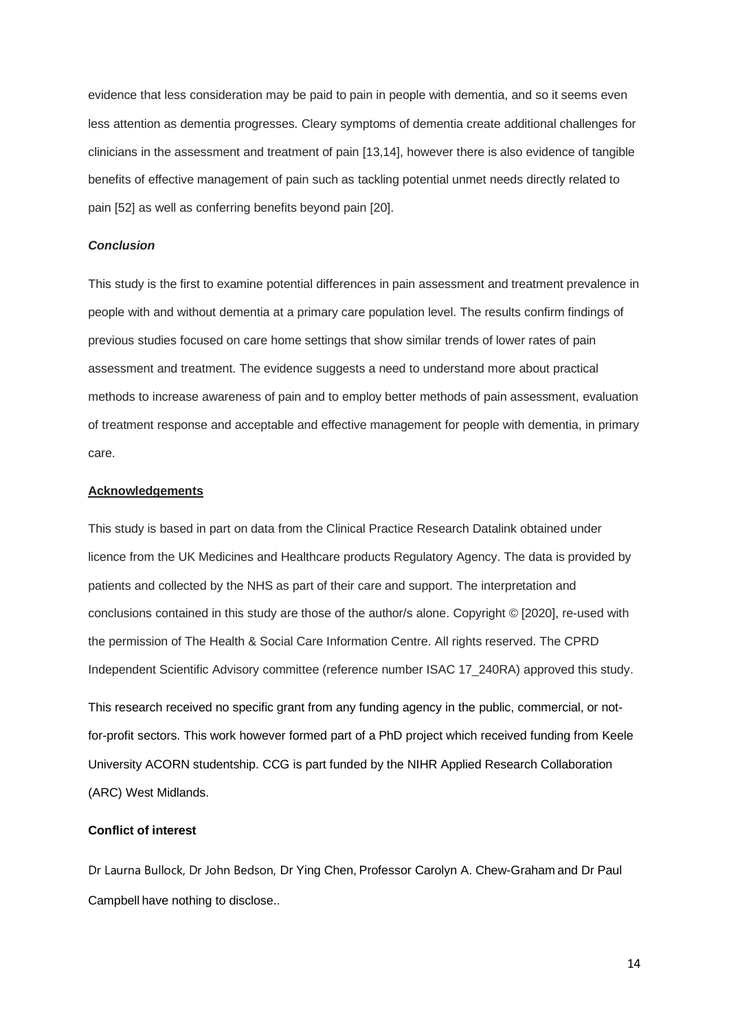evidence that less consideration may be paid to pain in people with dementia, and so it seems even less attention as dementia progresses. Cleary symptoms of dementia create additional challenges for clinicians in the assessment and treatment of pain [13,14], however there is also evidence of tangible benefits of effective management of pain such as tackling potential unmet needs directly related to pain [52] as well as conferring benefits beyond pain [20].

***Conclusion***

This study is the first to examine potential differences in pain assessment and treatment prevalence in people with and without dementia at a primary care population level. The results confirm findings of previous studies focused on care home settings that show similar trends of lower rates of pain assessment and treatment. The evidence suggests a need to understand more about practical methods to increase awareness of pain and to employ better methods of pain assessment, evaluation of treatment response and acceptable and effective management for people with dementia, in primary care.

**Acknowledgements**

This study is based in part on data from the Clinical Practice Research Datalink obtained under licence from the UK Medicines and Healthcare products Regulatory Agency. The data is provided by patients and collected by the NHS as part of their care and support. The interpretation and conclusions contained in this study are those of the author/s alone. Copyright © [2020], re-used with the permission of The Health & Social Care Information Centre. All rights reserved. The CPRD Independent Scientific Advisory committee (reference number ISAC 17_240RA) approved this study.

This research received no specific grant from any funding agency in the public, commercial, or not-for-profit sectors. This work however formed part of a PhD project which received funding from Keele University ACORN studentship. CCG is part funded by the NIHR Applied Research Collaboration (ARC) West Midlands.

**Conflict of interest**

Dr Laurna Bullock, Dr John Bedson, Dr Ying Chen, Professor Carolyn A. Chew-Graham and Dr Paul Campbell have nothing to disclose..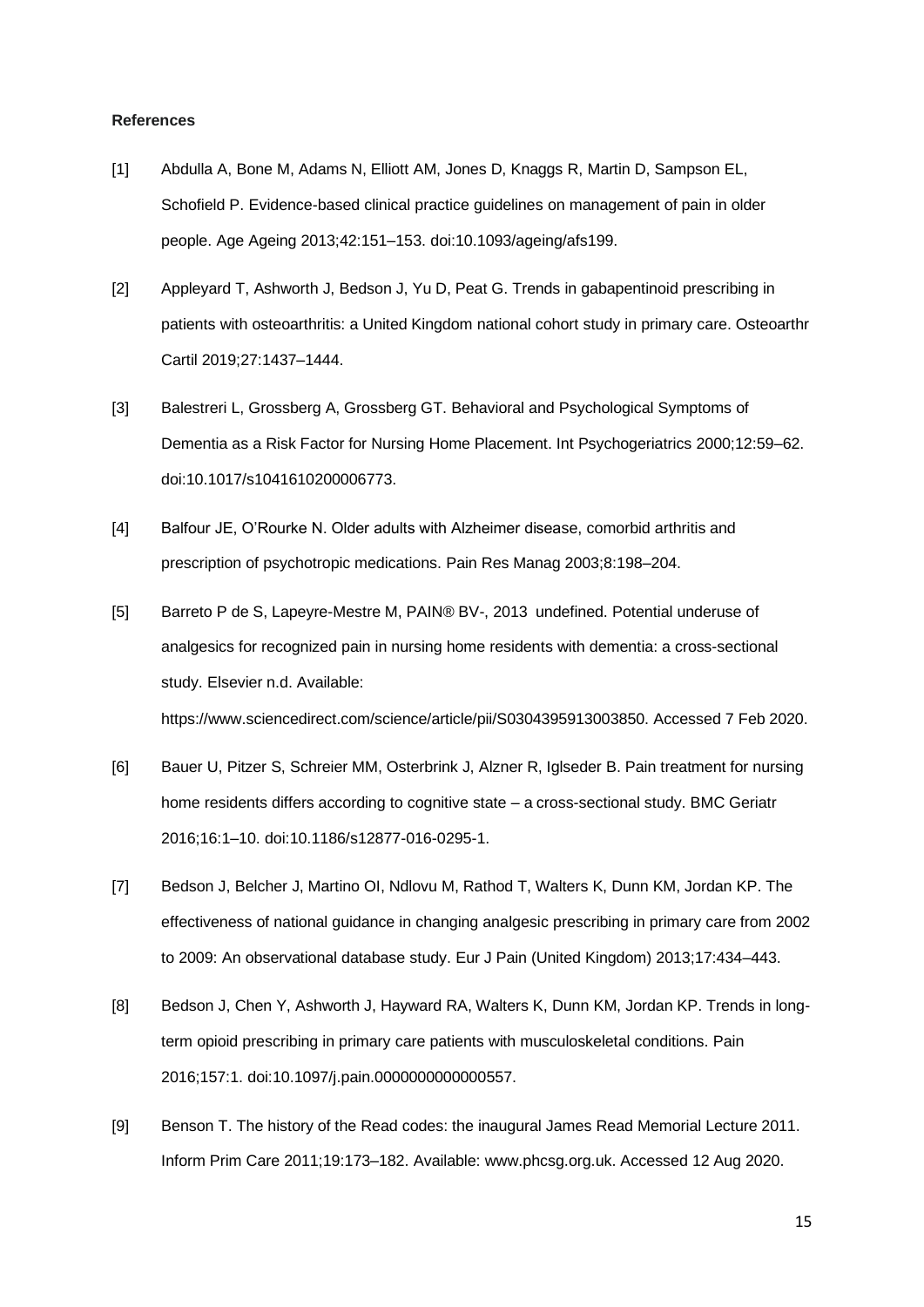**References**

[1] Abdulla A, Bone M, Adams N, Elliott AM, Jones D, Knaggs R, Martin D, Sampson EL, Schofield P. Evidence-based clinical practice guidelines on management of pain in older people. Age Ageing 2013;42:151–153. doi:10.1093/ageing/afs199.

[2] Appleyard T, Ashworth J, Bedson J, Yu D, Peat G. Trends in gabapentinoid prescribing in patients with osteoarthritis: a United Kingdom national cohort study in primary care. Osteoarthr Cartil 2019;27:1437–1444.

[3] Balestreri L, Grossberg A, Grossberg GT. Behavioral and Psychological Symptoms of Dementia as a Risk Factor for Nursing Home Placement. Int Psychogeriatrics 2000;12:59–62. doi:10.1017/s1041610200006773.

[4] Balfour JE, O'Rourke N. Older adults with Alzheimer disease, comorbid arthritis and prescription of psychotropic medications. Pain Res Manag 2003;8:198–204.

[5] Barreto P de S, Lapeyre-Mestre M, PAIN® BV-, 2013 undefined. Potential underuse of analgesics for recognized pain in nursing home residents with dementia: a cross-sectional study. Elsevier n.d. Available: https://www.sciencedirect.com/science/article/pii/S0304395913003850. Accessed 7 Feb 2020.

[6] Bauer U, Pitzer S, Schreier MM, Osterbrink J, Alzner R, Iglseder B. Pain treatment for nursing home residents differs according to cognitive state – a cross-sectional study. BMC Geriatr 2016;16:1–10. doi:10.1186/s12877-016-0295-1.

[7] Bedson J, Belcher J, Martino OI, Ndlovu M, Rathod T, Walters K, Dunn KM, Jordan KP. The effectiveness of national guidance in changing analgesic prescribing in primary care from 2002 to 2009: An observational database study. Eur J Pain (United Kingdom) 2013;17:434–443.

[8] Bedson J, Chen Y, Ashworth J, Hayward RA, Walters K, Dunn KM, Jordan KP. Trends in long-term opioid prescribing in primary care patients with musculoskeletal conditions. Pain 2016;157:1. doi:10.1097/j.pain.0000000000000557.

[9] Benson T. The history of the Read codes: the inaugural James Read Memorial Lecture 2011. Inform Prim Care 2011;19:173–182. Available: www.phcsg.org.uk. Accessed 12 Aug 2020.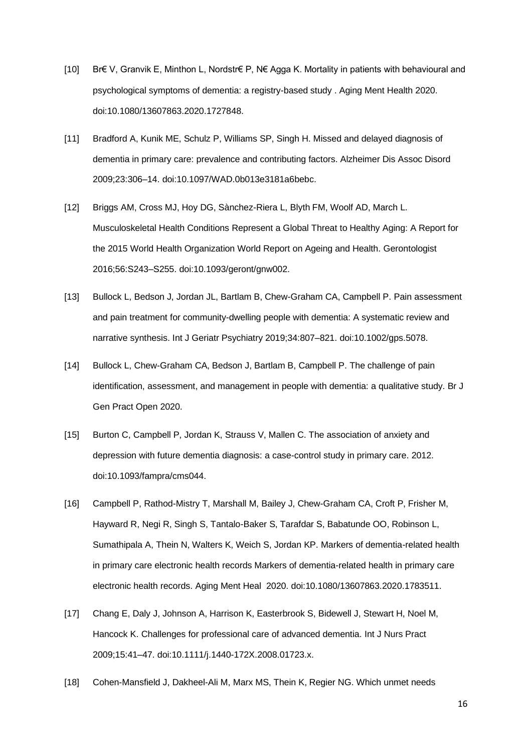[10] Br€ V, Granvik E, Minthon L, Nordstr€ P, N€ Agga K. Mortality in patients with behavioural and psychological symptoms of dementia: a registry-based study . Aging Ment Health 2020. doi:10.1080/13607863.2020.1727848.

[11] Bradford A, Kunik ME, Schulz P, Williams SP, Singh H. Missed and delayed diagnosis of dementia in primary care: prevalence and contributing factors. Alzheimer Dis Assoc Disord 2009;23:306–14. doi:10.1097/WAD.0b013e3181a6bebc.

[12] Briggs AM, Cross MJ, Hoy DG, Sànchez-Riera L, Blyth FM, Woolf AD, March L. Musculoskeletal Health Conditions Represent a Global Threat to Healthy Aging: A Report for the 2015 World Health Organization World Report on Ageing and Health. Gerontologist 2016;56:S243–S255. doi:10.1093/geront/gnw002.

[13] Bullock L, Bedson J, Jordan JL, Bartlam B, Chew-Graham CA, Campbell P. Pain assessment and pain treatment for community-dwelling people with dementia: A systematic review and narrative synthesis. Int J Geriatr Psychiatry 2019;34:807–821. doi:10.1002/gps.5078.

[14] Bullock L, Chew-Graham CA, Bedson J, Bartlam B, Campbell P. The challenge of pain identification, assessment, and management in people with dementia: a qualitative study. Br J Gen Pract Open 2020.

[15] Burton C, Campbell P, Jordan K, Strauss V, Mallen C. The association of anxiety and depression with future dementia diagnosis: a case-control study in primary care. 2012. doi:10.1093/fampra/cms044.

[16] Campbell P, Rathod-Mistry T, Marshall M, Bailey J, Chew-Graham CA, Croft P, Frisher M, Hayward R, Negi R, Singh S, Tantalo-Baker S, Tarafdar S, Babatunde OO, Robinson L, Sumathipala A, Thein N, Walters K, Weich S, Jordan KP. Markers of dementia-related health in primary care electronic health records Markers of dementia-related health in primary care electronic health records. Aging Ment Heal 2020. doi:10.1080/13607863.2020.1783511.

[17] Chang E, Daly J, Johnson A, Harrison K, Easterbrook S, Bidewell J, Stewart H, Noel M, Hancock K. Challenges for professional care of advanced dementia. Int J Nurs Pract 2009;15:41–47. doi:10.1111/j.1440-172X.2008.01723.x.

[18] Cohen-Mansfield J, Dakheel-Ali M, Marx MS, Thein K, Regier NG. Which unmet needs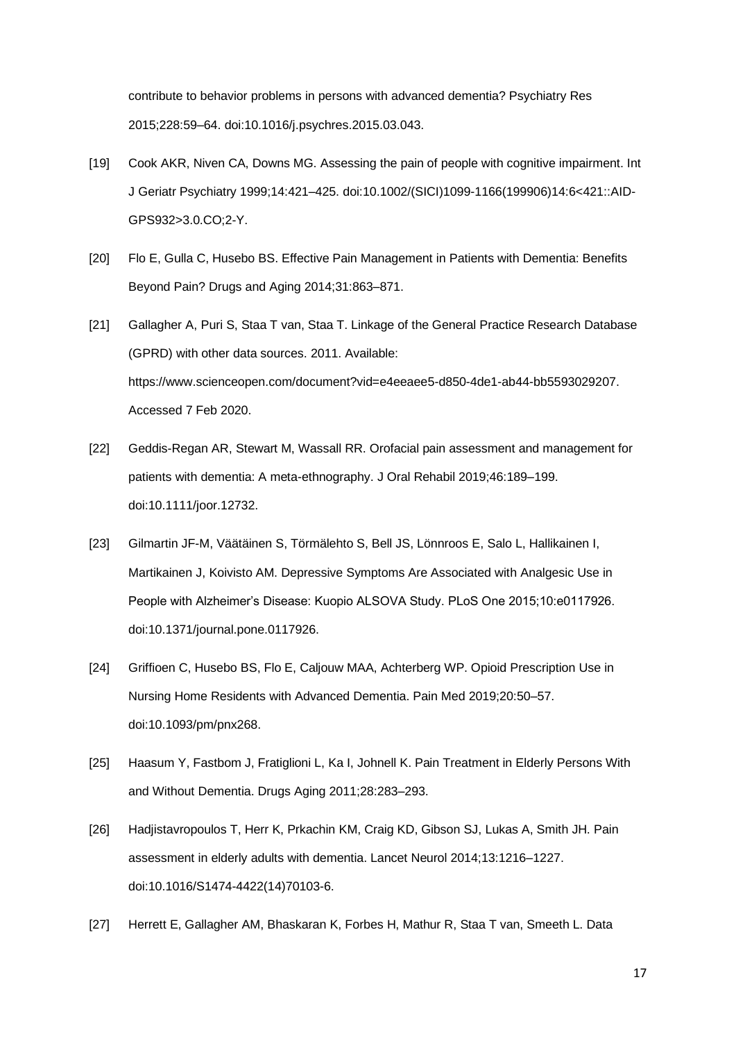contribute to behavior problems in persons with advanced dementia? Psychiatry Res 2015;228:59–64. doi:10.1016/j.psychres.2015.03.043.

[19] Cook AKR, Niven CA, Downs MG. Assessing the pain of people with cognitive impairment. Int J Geriatr Psychiatry 1999;14:421–425. doi:10.1002/(SICI)1099-1166(199906)14:6<421::AID-GPS932>3.0.CO;2-Y.

[20] Flo E, Gulla C, Husebo BS. Effective Pain Management in Patients with Dementia: Benefits Beyond Pain? Drugs and Aging 2014;31:863–871.

[21] Gallagher A, Puri S, Staa T van, Staa T. Linkage of the General Practice Research Database (GPRD) with other data sources. 2011. Available: https://www.scienceopen.com/document?vid=e4eeaee5-d850-4de1-ab44-bb5593029207. Accessed 7 Feb 2020.

[22] Geddis-Regan AR, Stewart M, Wassall RR. Orofacial pain assessment and management for patients with dementia: A meta-ethnography. J Oral Rehabil 2019;46:189–199. doi:10.1111/joor.12732.

[23] Gilmartin JF-M, Väätäinen S, Törmälehto S, Bell JS, Lönnroos E, Salo L, Hallikainen I, Martikainen J, Koivisto AM. Depressive Symptoms Are Associated with Analgesic Use in People with Alzheimer's Disease: Kuopio ALSOVA Study. PLoS One 2015;10:e0117926. doi:10.1371/journal.pone.0117926.

[24] Griffioen C, Husebo BS, Flo E, Caljouw MAA, Achterberg WP. Opioid Prescription Use in Nursing Home Residents with Advanced Dementia. Pain Med 2019;20:50–57. doi:10.1093/pm/pnx268.

[25] Haasum Y, Fastbom J, Fratiglioni L, Ka I, Johnell K. Pain Treatment in Elderly Persons With and Without Dementia. Drugs Aging 2011;28:283–293.

[26] Hadjistavropoulos T, Herr K, Prkachin KM, Craig KD, Gibson SJ, Lukas A, Smith JH. Pain assessment in elderly adults with dementia. Lancet Neurol 2014;13:1216–1227. doi:10.1016/S1474-4422(14)70103-6.

[27] Herrett E, Gallagher AM, Bhaskaran K, Forbes H, Mathur R, Staa T van, Smeeth L. Data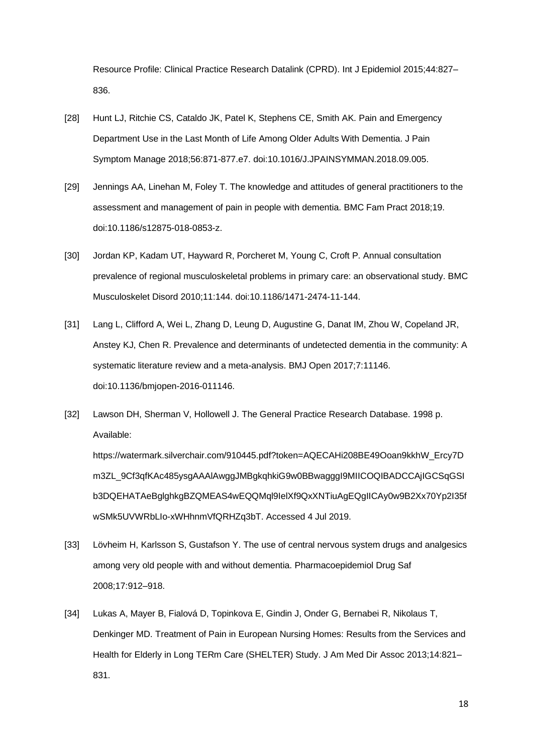Resource Profile: Clinical Practice Research Datalink (CPRD). Int J Epidemiol 2015;44:827–836.

[28] Hunt LJ, Ritchie CS, Cataldo JK, Patel K, Stephens CE, Smith AK. Pain and Emergency Department Use in the Last Month of Life Among Older Adults With Dementia. J Pain Symptom Manage 2018;56:871-877.e7. doi:10.1016/J.JPAINSYMMAN.2018.09.005.

[29] Jennings AA, Linehan M, Foley T. The knowledge and attitudes of general practitioners to the assessment and management of pain in people with dementia. BMC Fam Pract 2018;19. doi:10.1186/s12875-018-0853-z.

[30] Jordan KP, Kadam UT, Hayward R, Porcheret M, Young C, Croft P. Annual consultation prevalence of regional musculoskeletal problems in primary care: an observational study. BMC Musculoskelet Disord 2010;11:144. doi:10.1186/1471-2474-11-144.

[31] Lang L, Clifford A, Wei L, Zhang D, Leung D, Augustine G, Danat IM, Zhou W, Copeland JR, Anstey KJ, Chen R. Prevalence and determinants of undetected dementia in the community: A systematic literature review and a meta-analysis. BMJ Open 2017;7:11146. doi:10.1136/bmjopen-2016-011146.

[32] Lawson DH, Sherman V, Hollowell J. The General Practice Research Database. 1998 p. Available: https://watermark.silverchair.com/910445.pdf?token=AQECAHi208BE49Ooan9kkhW_Ercy7Dm3ZL_9Cf3qfKAc485ysgAAAlAwggJMBgkqhkiG9w0BBwagggI9MIICOQIBADCCAjIGCSqGSIb3DQEHATAeBglghkgBZQMEAS4wEQQMql9IelXf9QxXNTiuAgEQgIICAy0w9B2Xx70Yp2I35fwSMk5UVWRbLIo-xWHhnmVfQRHZq3bT. Accessed 4 Jul 2019.

[33] Lövheim H, Karlsson S, Gustafson Y. The use of central nervous system drugs and analgesics among very old people with and without dementia. Pharmacoepidemiol Drug Saf 2008;17:912–918.

[34] Lukas A, Mayer B, Fialová D, Topinkova E, Gindin J, Onder G, Bernabei R, Nikolaus T, Denkinger MD. Treatment of Pain in European Nursing Homes: Results from the Services and Health for Elderly in Long TERm Care (SHELTER) Study. J Am Med Dir Assoc 2013;14:821–831.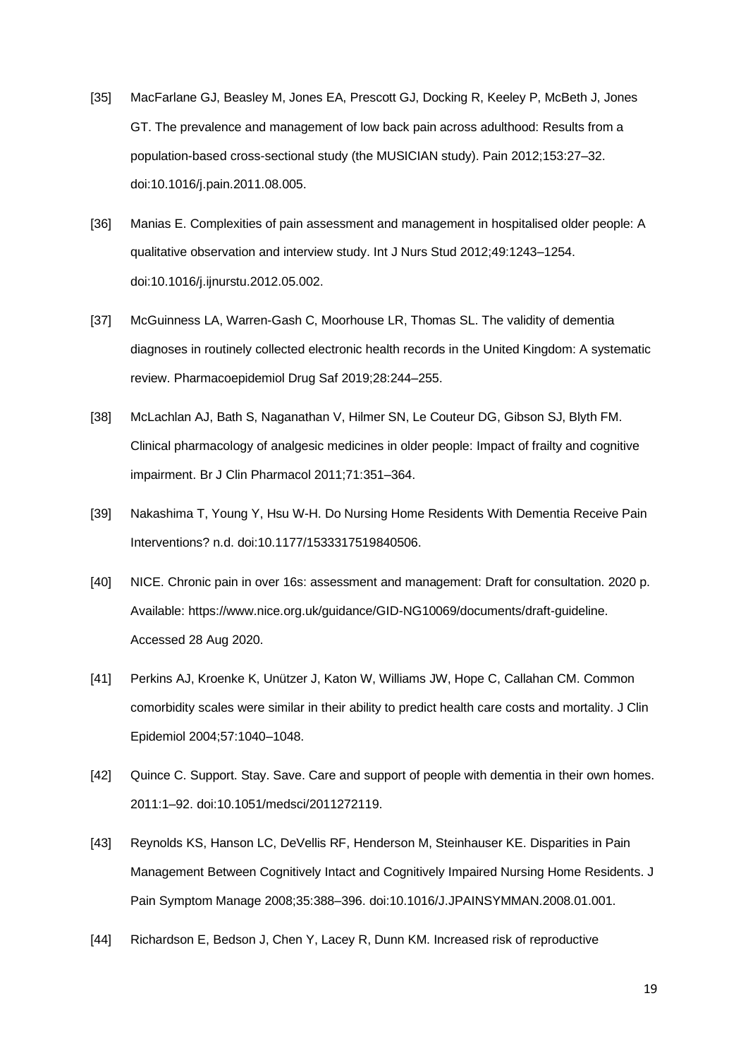[35] MacFarlane GJ, Beasley M, Jones EA, Prescott GJ, Docking R, Keeley P, McBeth J, Jones GT. The prevalence and management of low back pain across adulthood: Results from a population-based cross-sectional study (the MUSICIAN study). Pain 2012;153:27–32. doi:10.1016/j.pain.2011.08.005.

[36] Manias E. Complexities of pain assessment and management in hospitalised older people: A qualitative observation and interview study. Int J Nurs Stud 2012;49:1243–1254. doi:10.1016/j.ijnurstu.2012.05.002.

[37] McGuinness LA, Warren-Gash C, Moorhouse LR, Thomas SL. The validity of dementia diagnoses in routinely collected electronic health records in the United Kingdom: A systematic review. Pharmacoepidemiol Drug Saf 2019;28:244–255.

[38] McLachlan AJ, Bath S, Naganathan V, Hilmer SN, Le Couteur DG, Gibson SJ, Blyth FM. Clinical pharmacology of analgesic medicines in older people: Impact of frailty and cognitive impairment. Br J Clin Pharmacol 2011;71:351–364.

[39] Nakashima T, Young Y, Hsu W-H. Do Nursing Home Residents With Dementia Receive Pain Interventions? n.d. doi:10.1177/1533317519840506.

[40] NICE. Chronic pain in over 16s: assessment and management: Draft for consultation. 2020 p. Available: https://www.nice.org.uk/guidance/GID-NG10069/documents/draft-guideline. Accessed 28 Aug 2020.

[41] Perkins AJ, Kroenke K, Unützer J, Katon W, Williams JW, Hope C, Callahan CM. Common comorbidity scales were similar in their ability to predict health care costs and mortality. J Clin Epidemiol 2004;57:1040–1048.

[42] Quince C. Support. Stay. Save. Care and support of people with dementia in their own homes. 2011:1–92. doi:10.1051/medsci/2011272119.

[43] Reynolds KS, Hanson LC, DeVellis RF, Henderson M, Steinhauser KE. Disparities in Pain Management Between Cognitively Intact and Cognitively Impaired Nursing Home Residents. J Pain Symptom Manage 2008;35:388–396. doi:10.1016/J.JPAINSYMMAN.2008.01.001.

[44] Richardson E, Bedson J, Chen Y, Lacey R, Dunn KM. Increased risk of reproductive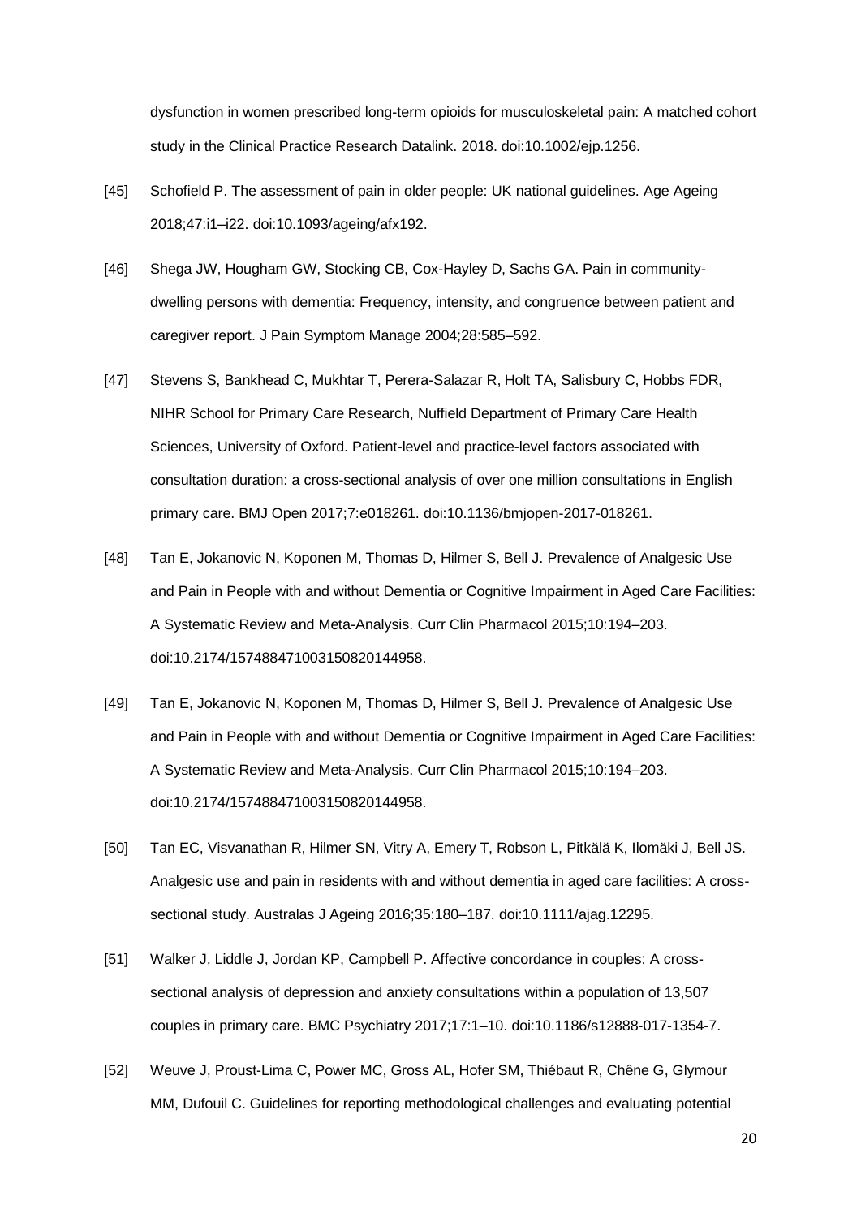dysfunction in women prescribed long-term opioids for musculoskeletal pain: A matched cohort study in the Clinical Practice Research Datalink. 2018. doi:10.1002/ejp.1256.

[45] Schofield P. The assessment of pain in older people: UK national guidelines. Age Ageing 2018;47:i1–i22. doi:10.1093/ageing/afx192.

[46] Shega JW, Hougham GW, Stocking CB, Cox-Hayley D, Sachs GA. Pain in community-dwelling persons with dementia: Frequency, intensity, and congruence between patient and caregiver report. J Pain Symptom Manage 2004;28:585–592.

[47] Stevens S, Bankhead C, Mukhtar T, Perera-Salazar R, Holt TA, Salisbury C, Hobbs FDR, NIHR School for Primary Care Research, Nuffield Department of Primary Care Health Sciences, University of Oxford. Patient-level and practice-level factors associated with consultation duration: a cross-sectional analysis of over one million consultations in English primary care. BMJ Open 2017;7:e018261. doi:10.1136/bmjopen-2017-018261.

[48] Tan E, Jokanovic N, Koponen M, Thomas D, Hilmer S, Bell J. Prevalence of Analgesic Use and Pain in People with and without Dementia or Cognitive Impairment in Aged Care Facilities: A Systematic Review and Meta-Analysis. Curr Clin Pharmacol 2015;10:194–203. doi:10.2174/1574884710031508201449 58.

[49] Tan E, Jokanovic N, Koponen M, Thomas D, Hilmer S, Bell J. Prevalence of Analgesic Use and Pain in People with and without Dementia or Cognitive Impairment in Aged Care Facilities: A Systematic Review and Meta-Analysis. Curr Clin Pharmacol 2015;10:194–203. doi:10.2174/157488471003150820144958.

[50] Tan EC, Visvanathan R, Hilmer SN, Vitry A, Emery T, Robson L, Pitkälä K, Ilomäki J, Bell JS. Analgesic use and pain in residents with and without dementia in aged care facilities: A cross-sectional study. Australas J Ageing 2016;35:180–187. doi:10.1111/ajag.12295.

[51] Walker J, Liddle J, Jordan KP, Campbell P. Affective concordance in couples: A cross-sectional analysis of depression and anxiety consultations within a population of 13,507 couples in primary care. BMC Psychiatry 2017;17:1–10. doi:10.1186/s12888-017-1354-7.

[52] Weuve J, Proust-Lima C, Power MC, Gross AL, Hofer SM, Thiébaut R, Chêne G, Glymour MM, Dufouil C. Guidelines for reporting methodological challenges and evaluating potential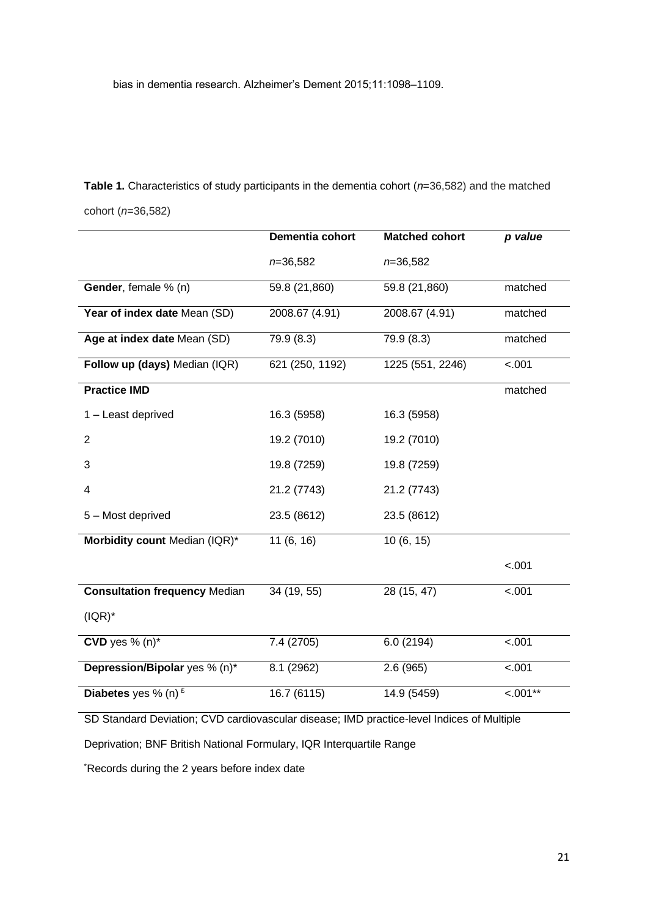bias in dementia research. Alzheimer's Dement 2015;11:1098–1109.

**Table 1.** Characteristics of study participants in the dementia cohort (*n*=36,582) and the matched cohort (*n*=36,582)

| | **Dementia cohort** *n*=36,582 | **Matched cohort** *n*=36,582 | ***p value*** |
|---|---|---|---|
| **Gender**, female % (n) | 59.8 (21,860) | 59.8 (21,860) | matched |
| **Year of index date** Mean (SD) | 2008.67 (4.91) | 2008.67 (4.91) | matched |
| **Age at index date** Mean (SD) | 79.9 (8.3) | 79.9 (8.3) | matched |
| **Follow up (days)** Median (IQR) | 621 (250, 1192) | 1225 (551, 2246) | <.001 |
| **Practice IMD** | | | matched |
| 1 – Least deprived | 16.3 (5958) | 16.3 (5958) | |
| 2 | 19.2 (7010) | 19.2 (7010) | |
| 3 | 19.8 (7259) | 19.8 (7259) | |
| 4 | 21.2 (7743) | 21.2 (7743) | |
| 5 – Most deprived | 23.5 (8612) | 23.5 (8612) | |
| **Morbidity count** Median (IQR)* | 11 (6, 16) | 10 (6, 15) | <.001 |
| **Consultation frequency** Median (IQR)* | 34 (19, 55) | 28 (15, 47) | <.001 |
| **CVD** yes % (n)* | 7.4 (2705) | 6.0 (2194) | <.001 |
| **Depression/Bipolar** yes % (n)* | 8.1 (2962) | 2.6 (965) | <.001 |
| **Diabetes** yes % (n) [£] | 16.7 (6115) | 14.9 (5459) | <.001** |

SD Standard Deviation; CVD cardiovascular disease; IMD practice-level Indices of Multiple Deprivation; BNF British National Formulary, IQR Interquartile Range

*Records during the 2 years before index date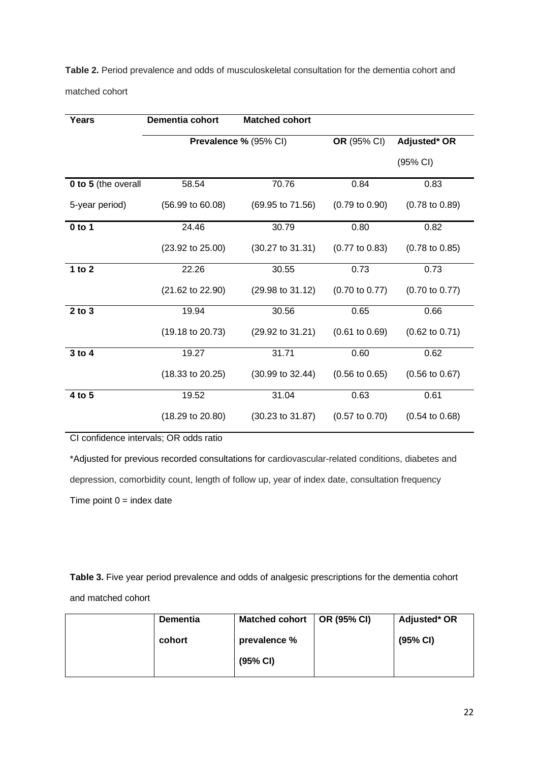**Table 2.** Period prevalence and odds of musculoskeletal consultation for the dementia cohort and matched cohort

| Years | Dementia cohort | Matched cohort | | |
|---|---|---|---|---|
| | Prevalence % (95% CI) | | **OR** (95% CI) | **Adjusted* OR** (95% CI) |
| **0 to 5** (the overall 5-year period) | 58.54 (56.99 to 60.08) | 70.76 (69.95 to 71.56) | 0.84 (0.79 to 0.90) | 0.83 (0.78 to 0.89) |
| **0 to 1** | 24.46 (23.92 to 25.00) | 30.79 (30.27 to 31.31) | 0.80 (0.77 to 0.83) | 0.82 (0.78 to 0.85) |
| **1 to 2** | 22.26 (21.62 to 22.90) | 30.55 (29.98 to 31.12) | 0.73 (0.70 to 0.77) | 0.73 (0.70 to 0.77) |
| **2 to 3** | 19.94 (19.18 to 20.73) | 30.56 (29.92 to 31.21) | 0.65 (0.61 to 0.69) | 0.66 (0.62 to 0.71) |
| **3 to 4** | 19.27 (18.33 to 20.25) | 31.71 (30.99 to 32.44) | 0.60 (0.56 to 0.65) | 0.62 (0.56 to 0.67) |
| **4 to 5** | 19.52 (18.29 to 20.80) | 31.04 (30.23 to 31.87) | 0.63 (0.57 to 0.70) | 0.61 (0.54 to 0.68) |

CI confidence intervals; OR odds ratio

*Adjusted for previous recorded consultations for cardiovascular-related conditions, diabetes and depression, comorbidity count, length of follow up, year of index date, consultation frequency

Time point 0 = index date

**Table 3.** Five year period prevalence and odds of analgesic prescriptions for the dementia cohort and matched cohort

| | **Dementia cohort** | **Matched cohort prevalence % (95% CI)** | **OR (95% CI)** | **Adjusted* OR (95% CI)** |
|---|---|---|---|---|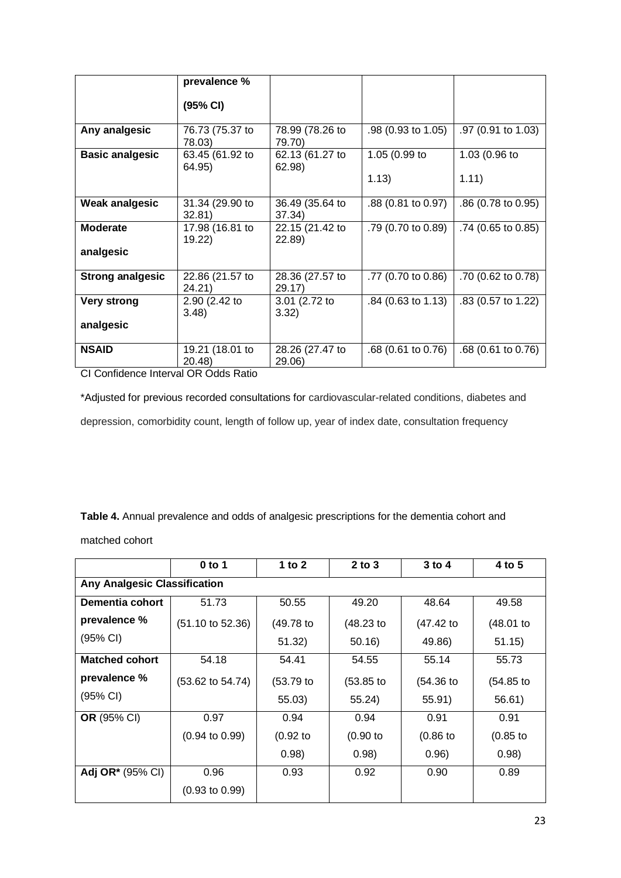| | prevalence % (95% CI) | | | |
|---|---|---|---|---|
| **Any analgesic** | 76.73 (75.37 to 78.03) | 78.99 (78.26 to 79.70) | .98 (0.93 to 1.05) | .97 (0.91 to 1.03) |
| **Basic analgesic** | 63.45 (61.92 to 64.95) | 62.13 (61.27 to 62.98) | 1.05 (0.99 to 1.13) | 1.03 (0.96 to 1.11) |
| **Weak analgesic** | 31.34 (29.90 to 32.81) | 36.49 (35.64 to 37.34) | .88 (0.81 to 0.97) | .86 (0.78 to 0.95) |
| **Moderate analgesic** | 17.98 (16.81 to 19.22) | 22.15 (21.42 to 22.89) | .79 (0.70 to 0.89) | .74 (0.65 to 0.85) |
| **Strong analgesic** | 22.86 (21.57 to 24.21) | 28.36 (27.57 to 29.17) | .77 (0.70 to 0.86) | .70 (0.62 to 0.78) |
| **Very strong analgesic** | 2.90 (2.42 to 3.48) | 3.01 (2.72 to 3.32) | .84 (0.63 to 1.13) | .83 (0.57 to 1.22) |
| **NSAID** | 19.21 (18.01 to 20.48) | 28.26 (27.47 to 29.06) | .68 (0.61 to 0.76) | .68 (0.61 to 0.76) |

CI Confidence Interval OR Odds Ratio

*Adjusted for previous recorded consultations for cardiovascular-related conditions, diabetes and depression, comorbidity count, length of follow up, year of index date, consultation frequency

**Table 4.** Annual prevalence and odds of analgesic prescriptions for the dementia cohort and matched cohort

| | 0 to 1 | 1 to 2 | 2 to 3 | 3 to 4 | 4 to 5 |
|---|---|---|---|---|---|
| **Any Analgesic Classification** | | | | | |
| **Dementia cohort prevalence %** (95% CI) | 51.73 (51.10 to 52.36) | 50.55 (49.78 to 51.32) | 49.20 (48.23 to 50.16) | 48.64 (47.42 to 49.86) | 49.58 (48.01 to 51.15) |
| **Matched cohort prevalence %** (95% CI) | 54.18 (53.62 to 54.74) | 54.41 (53.79 to 55.03) | 54.55 (53.85 to 55.24) | 55.14 (54.36 to 55.91) | 55.73 (54.85 to 56.61) |
| **OR** (95% CI) | 0.97 (0.94 to 0.99) | 0.94 (0.92 to 0.98) | 0.94 (0.90 to 0.98) | 0.91 (0.86 to 0.96) | 0.91 (0.85 to 0.98) |
| **Adj OR*** (95% CI) | 0.96 (0.93 to 0.99) | 0.93 | 0.92 | 0.90 | 0.89 |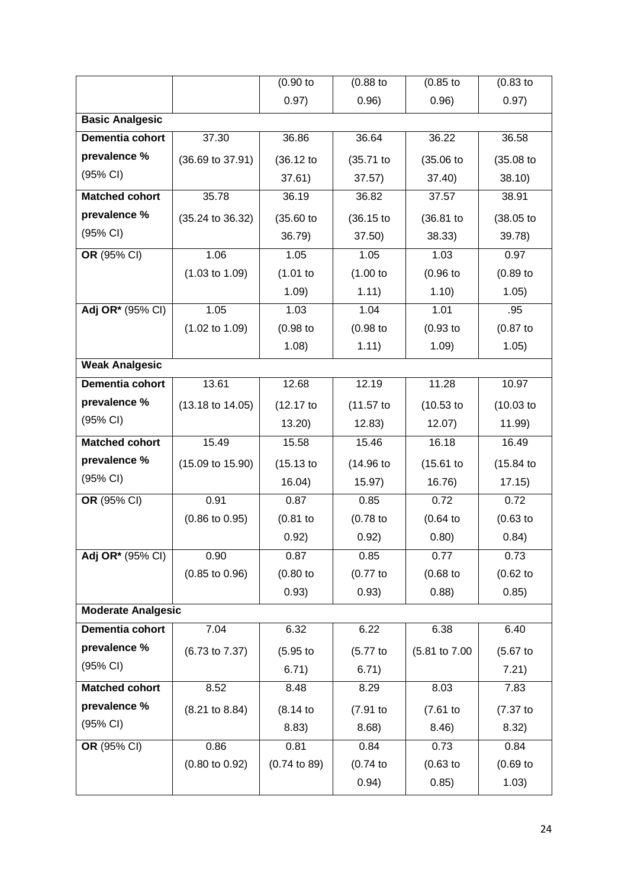| | | | | | |
|---|---|---|---|---|---|
| | | (0.90 to 0.97) | (0.88 to 0.96) | (0.85 to 0.96) | (0.83 to 0.97) |
| **Basic Analgesic** | | | | | |
| **Dementia cohort** prevalence % (95% CI) | 37.30 (36.69 to 37.91) | 36.86 (36.12 to 37.61) | 36.64 (35.71 to 37.57) | 36.22 (35.06 to 37.40) | 36.58 (35.08 to 38.10) |
| **Matched cohort** prevalence % (95% CI) | 35.78 (35.24 to 36.32) | 36.19 (35.60 to 36.79) | 36.82 (36.15 to 37.50) | 37.57 (36.81 to 38.33) | 38.91 (38.05 to 39.78) |
| **OR** (95% CI) | 1.06 (1.03 to 1.09) | 1.05 (1.01 to 1.09) | 1.05 (1.00 to 1.11) | 1.03 (0.96 to 1.10) | 0.97 (0.89 to 1.05) |
| **Adj OR*** (95% CI) | 1.05 (1.02 to 1.09) | 1.03 (0.98 to 1.08) | 1.04 (0.98 to 1.11) | 1.01 (0.93 to 1.09) | .95 (0.87 to 1.05) |
| **Weak Analgesic** | | | | | |
| **Dementia cohort** prevalence % (95% CI) | 13.61 (13.18 to 14.05) | 12.68 (12.17 to 13.20) | 12.19 (11.57 to 12.83) | 11.28 (10.53 to 12.07) | 10.97 (10.03 to 11.99) |
| **Matched cohort** prevalence % (95% CI) | 15.49 (15.09 to 15.90) | 15.58 (15.13 to 16.04) | 15.46 (14.96 to 15.97) | 16.18 (15.61 to 16.76) | 16.49 (15.84 to 17.15) |
| **OR** (95% CI) | 0.91 (0.86 to 0.95) | 0.87 (0.81 to 0.92) | 0.85 (0.78 to 0.92) | 0.72 (0.64 to 0.80) | 0.72 (0.63 to 0.84) |
| **Adj OR*** (95% CI) | 0.90 (0.85 to 0.96) | 0.87 (0.80 to 0.93) | 0.85 (0.77 to 0.93) | 0.77 (0.68 to 0.88) | 0.73 (0.62 to 0.85) |
| **Moderate Analgesic** | | | | | |
| **Dementia cohort** prevalence % (95% CI) | 7.04 (6.73 to 7.37) | 6.32 (5.95 to 6.71) | 6.22 (5.77 to 6.71) | 6.38 (5.81 to 7.00 | 6.40 (5.67 to 7.21) |
| **Matched cohort** prevalence % (95% CI) | 8.52 (8.21 to 8.84) | 8.48 (8.14 to 8.83) | 8.29 (7.91 to 8.68) | 8.03 (7.61 to 8.46) | 7.83 (7.37 to 8.32) |
| **OR** (95% CI) | 0.86 (0.80 to 0.92) | 0.81 (0.74 to 89) | 0.84 (0.74 to 0.94) | 0.73 (0.63 to 0.85) | 0.84 (0.69 to 1.03) |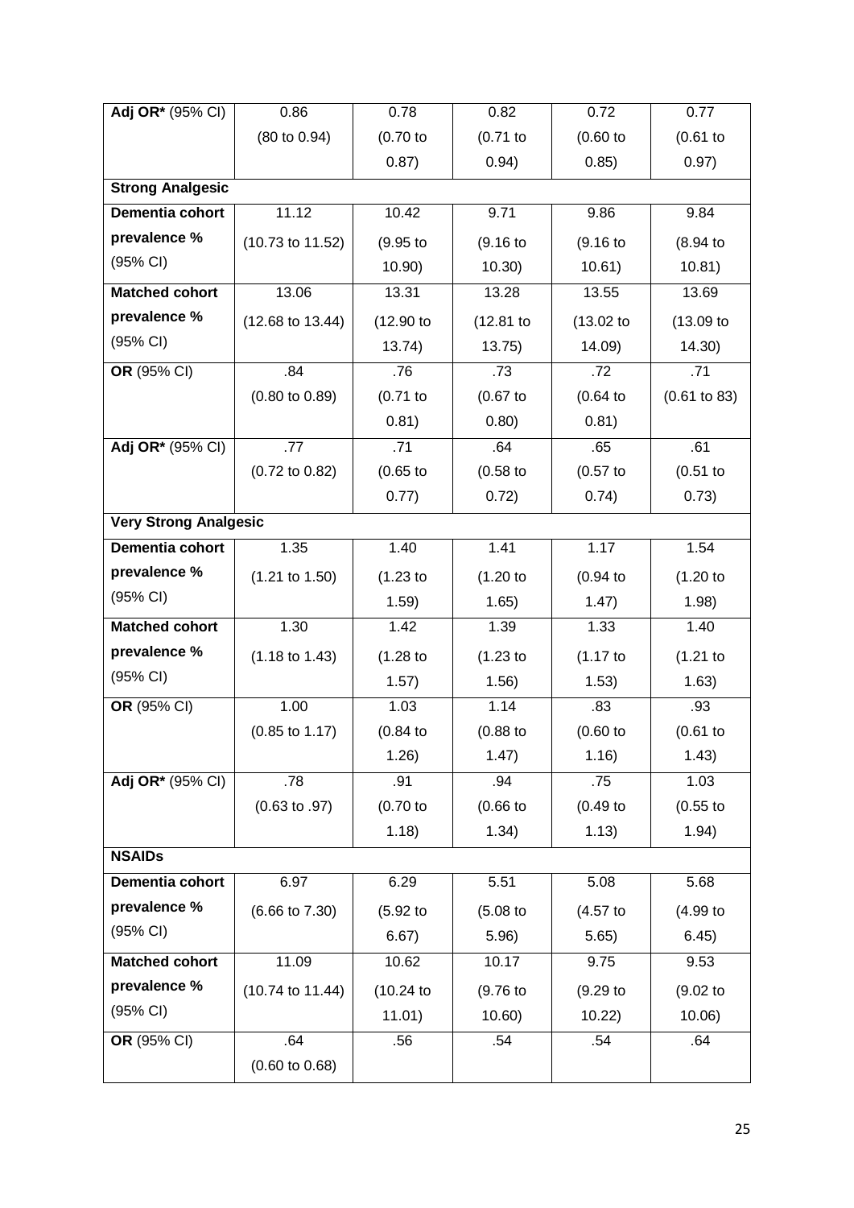| | | | | | |
|---|---|---|---|---|---|
| **Adj OR*** (95% CI) | 0.86 (80 to 0.94) | 0.78 (0.70 to 0.87) | 0.82 (0.71 to 0.94) | 0.72 (0.60 to 0.85) | 0.77 (0.61 to 0.97) |
| **Strong Analgesic** | | | | | |
| **Dementia cohort prevalence %** (95% CI) | 11.12 (10.73 to 11.52) | 10.42 (9.95 to 10.90) | 9.71 (9.16 to 10.30) | 9.86 (9.16 to 10.61) | 9.84 (8.94 to 10.81) |
| **Matched cohort prevalence %** (95% CI) | 13.06 (12.68 to 13.44) | 13.31 (12.90 to 13.74) | 13.28 (12.81 to 13.75) | 13.55 (13.02 to 14.09) | 13.69 (13.09 to 14.30) |
| **OR** (95% CI) | .84 (0.80 to 0.89) | .76 (0.71 to 0.81) | .73 (0.67 to 0.80) | .72 (0.64 to 0.81) | .71 (0.61 to 83) |
| **Adj OR*** (95% CI) | .77 (0.72 to 0.82) | .71 (0.65 to 0.77) | .64 (0.58 to 0.72) | .65 (0.57 to 0.74) | .61 (0.51 to 0.73) |
| **Very Strong Analgesic** | | | | | |
| **Dementia cohort prevalence %** (95% CI) | 1.35 (1.21 to 1.50) | 1.40 (1.23 to 1.59) | 1.41 (1.20 to 1.65) | 1.17 (0.94 to 1.47) | 1.54 (1.20 to 1.98) |
| **Matched cohort prevalence %** (95% CI) | 1.30 (1.18 to 1.43) | 1.42 (1.28 to 1.57) | 1.39 (1.23 to 1.56) | 1.33 (1.17 to 1.53) | 1.40 (1.21 to 1.63) |
| **OR** (95% CI) | 1.00 (0.85 to 1.17) | 1.03 (0.84 to 1.26) | 1.14 (0.88 to 1.47) | .83 (0.60 to 1.16) | .93 (0.61 to 1.43) |
| **Adj OR*** (95% CI) | .78 (0.63 to .97) | .91 (0.70 to 1.18) | .94 (0.66 to 1.34) | .75 (0.49 to 1.13) | 1.03 (0.55 to 1.94) |
| **NSAIDs** | | | | | |
| **Dementia cohort prevalence %** (95% CI) | 6.97 (6.66 to 7.30) | 6.29 (5.92 to 6.67) | 5.51 (5.08 to 5.96) | 5.08 (4.57 to 5.65) | 5.68 (4.99 to 6.45) |
| **Matched cohort prevalence %** (95% CI) | 11.09 (10.74 to 11.44) | 10.62 (10.24 to 11.01) | 10.17 (9.76 to 10.60) | 9.75 (9.29 to 10.22) | 9.53 (9.02 to 10.06) |
| **OR** (95% CI) | .64 (0.60 to 0.68) | .56 | .54 | .54 | .64 |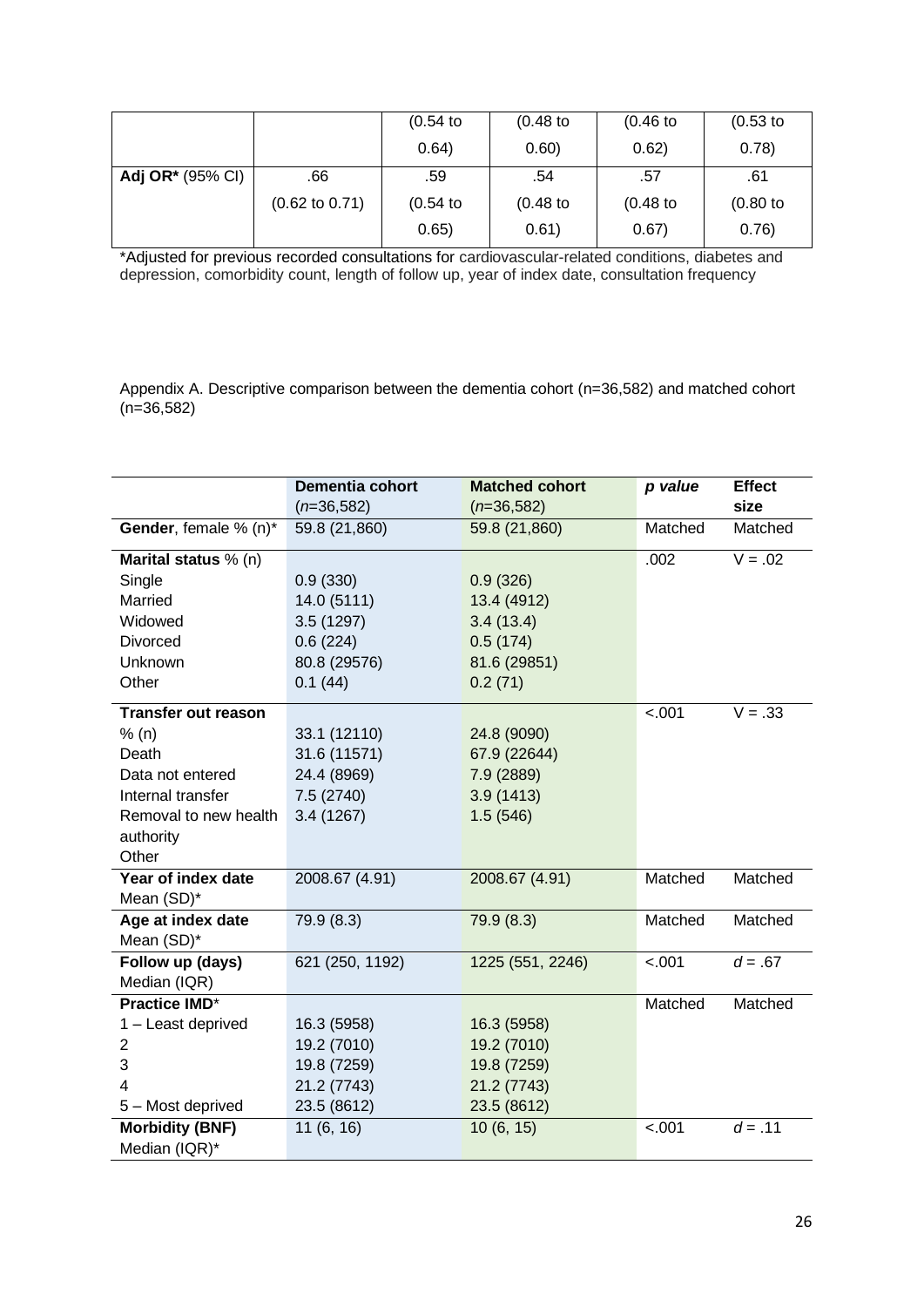| | | (0.54 to 0.64) | (0.48 to 0.60) | (0.46 to 0.62) | (0.53 to 0.78) |
|---|---|---|---|---|---|
| **Adj OR*** (95% CI) | .66 (0.62 to 0.71) | .59 (0.54 to 0.65) | .54 (0.48 to 0.61) | .57 (0.48 to 0.67) | .61 (0.80 to 0.76) |

*Adjusted for previous recorded consultations for cardiovascular-related conditions, diabetes and depression, comorbidity count, length of follow up, year of index date, consultation frequency

Appendix A. Descriptive comparison between the dementia cohort (n=36,582) and matched cohort (n=36,582)

| | **Dementia cohort** (*n*=36,582) | **Matched cohort** (*n*=36,582) | ***p value*** | **Effect size** |
|---|---|---|---|---|
| **Gender**, female % (n)* | 59.8 (21,860) | 59.8 (21,860) | Matched | Matched |
| **Marital status** % (n) | | | .002 | V = .02 |
| Single | 0.9 (330) | 0.9 (326) | | |
| Married | 14.0 (5111) | 13.4 (4912) | | |
| Widowed | 3.5 (1297) | 3.4 (13.4) | | |
| Divorced | 0.6 (224) | 0.5 (174) | | |
| Unknown | 80.8 (29576) | 81.6 (29851) | | |
| Other | 0.1 (44) | 0.2 (71) | | |
| **Transfer out reason** | | | <.001 | V = .33 |
| % (n) | 33.1 (12110) | 24.8 (9090) | | |
| Death | 31.6 (11571) | 67.9 (22644) | | |
| Data not entered | 24.4 (8969) | 7.9 (2889) | | |
| Internal transfer | 7.5 (2740) | 3.9 (1413) | | |
| Removal to new health authority | 3.4 (1267) | 1.5 (546) | | |
| Other | | | | |
| **Year of index date** Mean (SD)* | 2008.67 (4.91) | 2008.67 (4.91) | Matched | Matched |
| **Age at index date** Mean (SD)* | 79.9 (8.3) | 79.9 (8.3) | Matched | Matched |
| **Follow up (days)** Median (IQR) | 621 (250, 1192) | 1225 (551, 2246) | <.001 | *d* = .67 |
| **Practice IMD*** | | | Matched | Matched |
| 1 – Least deprived | 16.3 (5958) | 16.3 (5958) | | |
| 2 | 19.2 (7010) | 19.2 (7010) | | |
| 3 | 19.8 (7259) | 19.8 (7259) | | |
| 4 | 21.2 (7743) | 21.2 (7743) | | |
| 5 – Most deprived | 23.5 (8612) | 23.5 (8612) | | |
| **Morbidity (BNF)** Median (IQR)* | 11 (6, 16) | 10 (6, 15) | <.001 | *d* = .11 |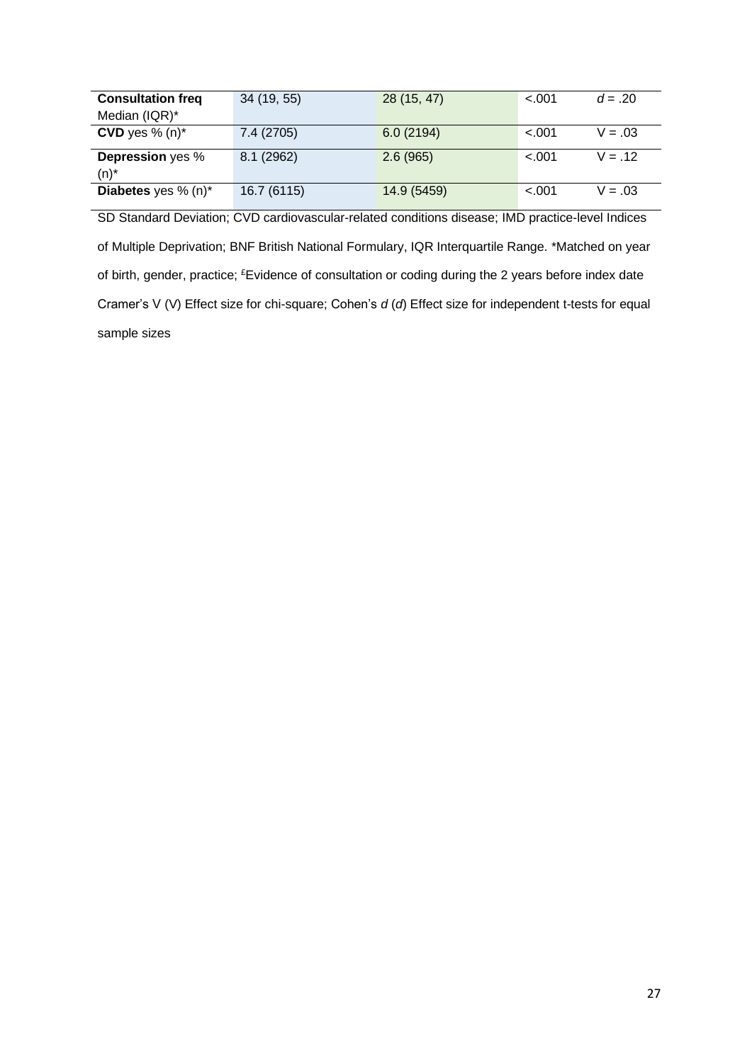| | | | | |
|---|---|---|---|---|
| **Consultation freq** Median (IQR)* | 34 (19, 55) | 28 (15, 47) | <.001 | *d* = .20 |
| **CVD** yes % (n)* | 7.4 (2705) | 6.0 (2194) | <.001 | V = .03 |
| **Depression** yes % (n)* | 8.1 (2962) | 2.6 (965) | <.001 | V = .12 |
| **Diabetes** yes % (n)* | 16.7 (6115) | 14.9 (5459) | <.001 | V = .03 |

SD Standard Deviation; CVD cardiovascular-related conditions disease; IMD practice-level Indices of Multiple Deprivation; BNF British National Formulary, IQR Interquartile Range. *Matched on year of birth, gender, practice; [£]Evidence of consultation or coding during the 2 years before index date Cramer's V (V) Effect size for chi-square; Cohen's *d* (*d*) Effect size for independent t-tests for equal sample sizes